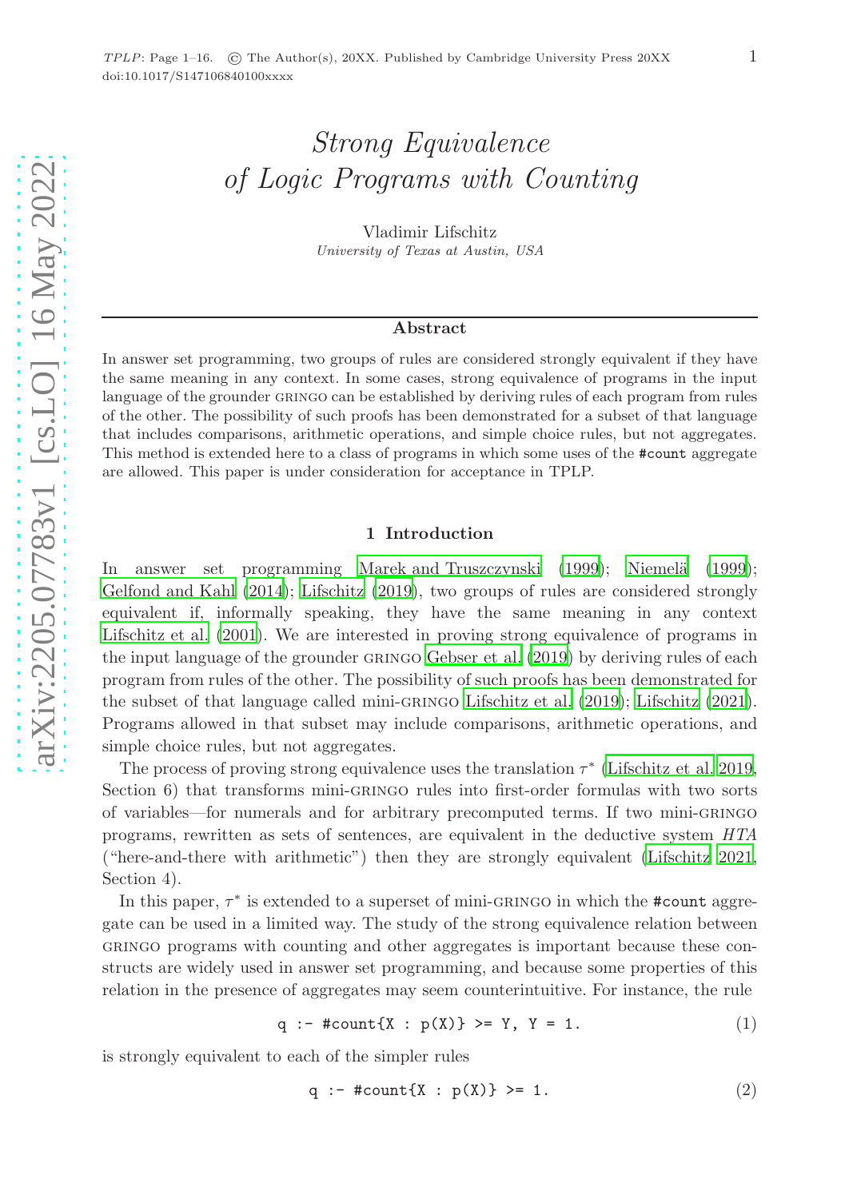# *Strong Equivalence of Logic Programs with Counting*

Vladimir Lifschitz

*University of Texas at Austin, USA*

## Abstract

In answer set programming, two groups of rules are considered strongly equivalent if they have the same meaning in any context. In some cases, strong equivalence of programs in the input language of the grounder GRINGO can be established by deriving rules of each program from rules of the other. The possibility of such proofs has been demonstrated for a subset of that language that includes comparisons, arithmetic operations, and simple choice rules, but not aggregates. This method is extended here to a class of programs in which some uses of the `#count` aggregate are allowed. This paper is under consideration for acceptance in TPLP.

## 1 Introduction

In answer set programming Marek and Truszczynski (1999); Niemelä (1999); Gelfond and Kahl (2014); Lifschitz (2019), two groups of rules are considered strongly equivalent if, informally speaking, they have the same meaning in any context Lifschitz et al. (2001). We are interested in proving strong equivalence of programs in the input language of the grounder GRINGO Gebser et al. (2019) by deriving rules of each program from rules of the other. The possibility of such proofs has been demonstrated for the subset of that language called mini-GRINGO Lifschitz et al. (2019); Lifschitz (2021). Programs allowed in that subset may include comparisons, arithmetic operations, and simple choice rules, but not aggregates.

The process of proving strong equivalence uses the translation $\tau^*$ (Lifschitz et al. 2019, Section 6) that transforms mini-GRINGO rules into first-order formulas with two sorts of variables—for numerals and for arbitrary precomputed terms. If two mini-GRINGO programs, rewritten as sets of sentences, are equivalent in the deductive system *HTA* ("here-and-there with arithmetic") then they are strongly equivalent (Lifschitz 2021, Section 4).

In this paper, $\tau^*$ is extended to a superset of mini-GRINGO in which the `#count` aggregate can be used in a limited way. The study of the strong equivalence relation between GRINGO programs with counting and other aggregates is important because these constructs are widely used in answer set programming, and because some properties of this relation in the presence of aggregates may seem counterintuitive. For instance, the rule

```
q :- #count{X : p(X)} >= Y, Y = 1.
```
(1)

is strongly equivalent to each of the simpler rules

```
q :- #count{X : p(X)} >= 1.
```
(2)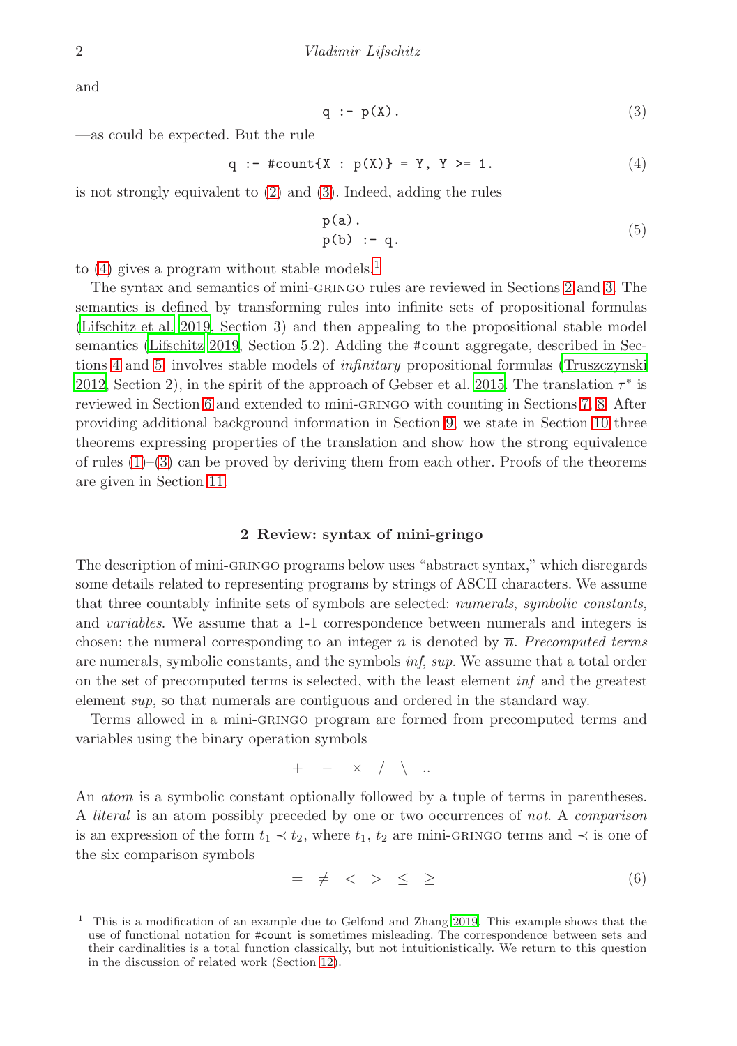and

$$\texttt{q :- p(X).} \tag{3}$$

—as could be expected. But the rule

$$\texttt{q :- \#count\{X : p(X)\} = Y, Y >= 1.} \tag{4}$$

is not strongly equivalent to (2) and (3). Indeed, adding the rules

```
p(a).
p(b) :- q.
```
(5)

to (4) gives a program without stable models.[1]

The syntax and semantics of mini-GRINGO rules are reviewed in Sections 2 and 3. The semantics is defined by transforming rules into infinite sets of propositional formulas (Lifschitz et al. 2019, Section 3) and then appealing to the propositional stable model semantics (Lifschitz 2019, Section 5.2). Adding the `#count` aggregate, described in Sections 4 and 5, involves stable models of *infinitary* propositional formulas (Truszczynski 2012, Section 2), in the spirit of the approach of Gebser et al. 2015. The translation $\tau^*$ is reviewed in Section 6 and extended to mini-GRINGO with counting in Sections 7, 8. After providing additional background information in Section 9, we state in Section 10 three theorems expressing properties of the translation and show how the strong equivalence of rules (1)–(3) can be proved by deriving them from each other. Proofs of the theorems are given in Section 11.

## 2 Review: syntax of mini-gringo

The description of mini-GRINGO programs below uses "abstract syntax," which disregards some details related to representing programs by strings of ASCII characters. We assume that three countably infinite sets of symbols are selected: *numerals*, *symbolic constants*, and *variables*. We assume that a 1-1 correspondence between numerals and integers is chosen; the numeral corresponding to an integer $n$ is denoted by $\overline{n}$. *Precomputed terms* are numerals, symbolic constants, and the symbols *inf*, *sup*. We assume that a total order on the set of precomputed terms is selected, with the least element *inf* and the greatest element *sup*, so that numerals are contiguous and ordered in the standard way.

Terms allowed in a mini-GRINGO program are formed from precomputed terms and variables using the binary operation symbols

$$+ \quad - \quad \times \quad / \quad \backslash \quad ..$$

An *atom* is a symbolic constant optionally followed by a tuple of terms in parentheses. A *literal* is an atom possibly preceded by one or two occurrences of *not*. A *comparison* is an expression of the form $t_1 \prec t_2$, where $t_1$, $t_2$ are mini-GRINGO terms and $\prec$ is one of the six comparison symbols

$$= \quad \neq \quad < \quad > \quad \leq \quad \geq \tag{6}$$

[1] This is a modification of an example due to Gelfond and Zhang 2019. This example shows that the use of functional notation for `#count` is sometimes misleading. The correspondence between sets and their cardinalities is a total function classically, but not intuitionistically. We return to this question in the discussion of related work (Section 12).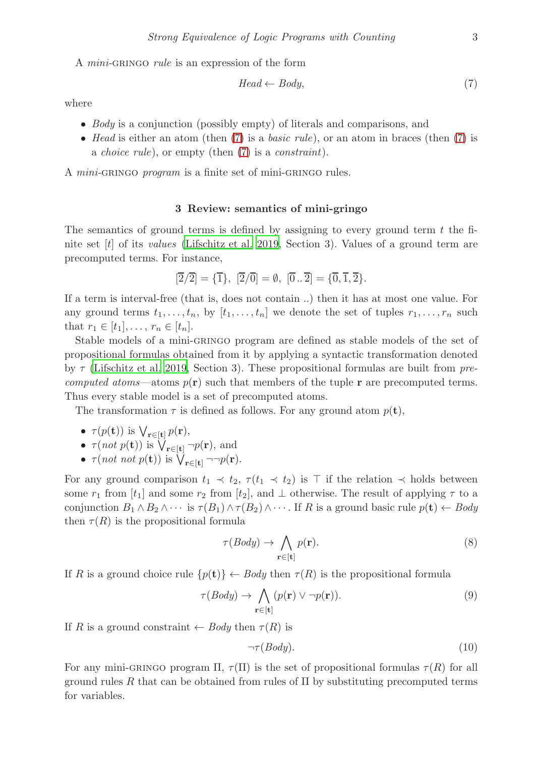A *mini*-GRINGO *rule* is an expression of the form

$$Head \leftarrow Body, \tag{7}$$

where

- *Body* is a conjunction (possibly empty) of literals and comparisons, and
- *Head* is either an atom (then (7) is a *basic rule*), or an atom in braces (then (7) is a *choice rule*), or empty (then (7) is a *constraint*).

A *mini*-GRINGO *program* is a finite set of mini-GRINGO rules.

## 3 Review: semantics of mini-gringo

The semantics of ground terms is defined by assigning to every ground term $t$ the finite set $[t]$ of its *values* (Lifschitz et al. 2019, Section 3). Values of a ground term are precomputed terms. For instance,

$$[\overline{2}/\overline{2}] = \{\overline{1}\},\ \ [\overline{2}/\overline{0}] = \emptyset,\ \ [\overline{0}\,..\,\overline{2}] = \{\overline{0}, \overline{1}, \overline{2}\}.$$

If a term is interval-free (that is, does not contain ..) then it has at most one value. For any ground terms $t_1, \dots, t_n$, by $[t_1, \dots, t_n]$ we denote the set of tuples $r_1, \dots, r_n$ such that $r_1 \in [t_1], \dots, r_n \in [t_n]$.

Stable models of a mini-GRINGO program are defined as stable models of the set of propositional formulas obtained from it by applying a syntactic transformation denoted by $\tau$ (Lifschitz et al. 2019, Section 3). These propositional formulas are built from *precomputed atoms*—atoms $p(\mathbf{r})$ such that members of the tuple $\mathbf{r}$ are precomputed terms. Thus every stable model is a set of precomputed atoms.

The transformation $\tau$ is defined as follows. For any ground atom $p(\mathbf{t})$,

- $\tau(p(\mathbf{t}))$ is $\bigvee_{\mathbf{r}\in[\mathbf{t}]} p(\mathbf{r})$,
- $\tau(not\ p(\mathbf{t}))$ is $\bigvee_{\mathbf{r}\in[\mathbf{t}]} \neg p(\mathbf{r})$, and
- $\tau(not\ not\ p(\mathbf{t}))$ is $\bigvee_{\mathbf{r}\in[\mathbf{t}]} \neg\neg p(\mathbf{r})$.

For any ground comparison $t_1 \prec t_2$, $\tau(t_1 \prec t_2)$ is $\top$ if the relation $\prec$ holds between some $r_1$ from $[t_1]$ and some $r_2$ from $[t_2]$, and $\bot$ otherwise. The result of applying $\tau$ to a conjunction $B_1 \wedge B_2 \wedge \cdots$ is $\tau(B_1) \wedge \tau(B_2) \wedge \cdots$. If $R$ is a ground basic rule $p(\mathbf{t}) \leftarrow Body$ then $\tau(R)$ is the propositional formula

$$\tau(Body) \rightarrow \bigwedge_{\mathbf{r}\in[\mathbf{t}]} p(\mathbf{r}). \tag{8}$$

If $R$ is a ground choice rule $\{p(\mathbf{t})\} \leftarrow Body$ then $\tau(R)$ is the propositional formula

$$\tau(Body) \rightarrow \bigwedge_{\mathbf{r}\in[\mathbf{t}]} (p(\mathbf{r}) \vee \neg p(\mathbf{r})). \tag{9}$$

If $R$ is a ground constraint $\leftarrow Body$ then $\tau(R)$ is

$$\neg\tau(Body). \tag{10}$$

For any mini-GRINGO program $\Pi$, $\tau(\Pi)$ is the set of propositional formulas $\tau(R)$ for all ground rules $R$ that can be obtained from rules of $\Pi$ by substituting precomputed terms for variables.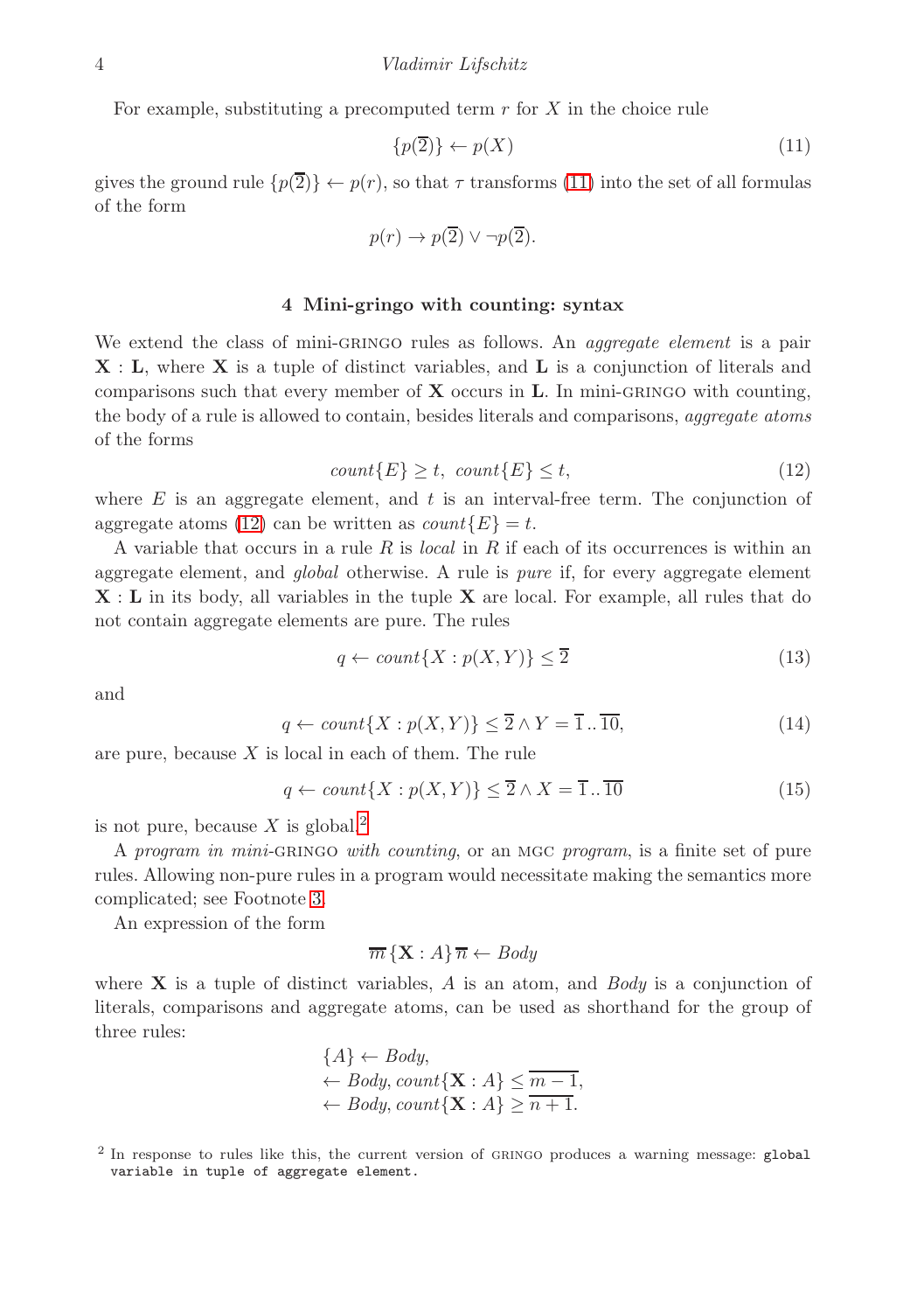For example, substituting a precomputed term $r$ for $X$ in the choice rule

$$\{p(\overline{2})\} \leftarrow p(X) \tag{11}$$

gives the ground rule $\{p(\overline{2})\} \leftarrow p(r)$, so that $\tau$ transforms (11) into the set of all formulas of the form

$$p(r) \rightarrow p(\overline{2}) \vee \neg p(\overline{2}).$$

## 4 Mini-gringo with counting: syntax

We extend the class of mini-GRINGO rules as follows. An *aggregate element* is a pair $\mathbf{X} : \mathbf{L}$, where $\mathbf{X}$ is a tuple of distinct variables, and $\mathbf{L}$ is a conjunction of literals and comparisons such that every member of $\mathbf{X}$ occurs in $\mathbf{L}$. In mini-GRINGO with counting, the body of a rule is allowed to contain, besides literals and comparisons, *aggregate atoms* of the forms

$$count\{E\} \geq t, \; count\{E\} \leq t, \tag{12}$$

where $E$ is an aggregate element, and $t$ is an interval-free term. The conjunction of aggregate atoms (12) can be written as $count\{E\} = t$.

A variable that occurs in a rule $R$ is *local* in $R$ if each of its occurrences is within an aggregate element, and *global* otherwise. A rule is *pure* if, for every aggregate element $\mathbf{X} : \mathbf{L}$ in its body, all variables in the tuple $\mathbf{X}$ are local. For example, all rules that do not contain aggregate elements are pure. The rules

$$q \leftarrow count\{X : p(X, Y)\} \leq \overline{2} \tag{13}$$

and

$$q \leftarrow count\{X : p(X, Y)\} \leq \overline{2} \wedge Y = \overline{1}\,..\,\overline{10}, \tag{14}$$

are pure, because $X$ is local in each of them. The rule

$$q \leftarrow count\{X : p(X, Y)\} \leq \overline{2} \wedge X = \overline{1}\,..\,\overline{10} \tag{15}$$

is not pure, because $X$ is global.[2]

A *program in mini-*GRINGO *with counting*, or an MGC *program*, is a finite set of pure rules. Allowing non-pure rules in a program would necessitate making the semantics more complicated; see Footnote 3.

An expression of the form

$$\overline{m}\,\{\mathbf{X} : A\}\,\overline{n} \leftarrow Body$$

where $\mathbf{X}$ is a tuple of distinct variables, $A$ is an atom, and $Body$ is a conjunction of literals, comparisons and aggregate atoms, can be used as shorthand for the group of three rules:

$$\begin{array}{l} \{A\} \leftarrow Body, \\ \leftarrow Body, count\{\mathbf{X} : A\} \leq \overline{m-1}, \\ \leftarrow Body, count\{\mathbf{X} : A\} \geq \overline{n+1}. \end{array}$$

[2] In response to rules like this, the current version of GRINGO produces a warning message: `global variable in tuple of aggregate element`.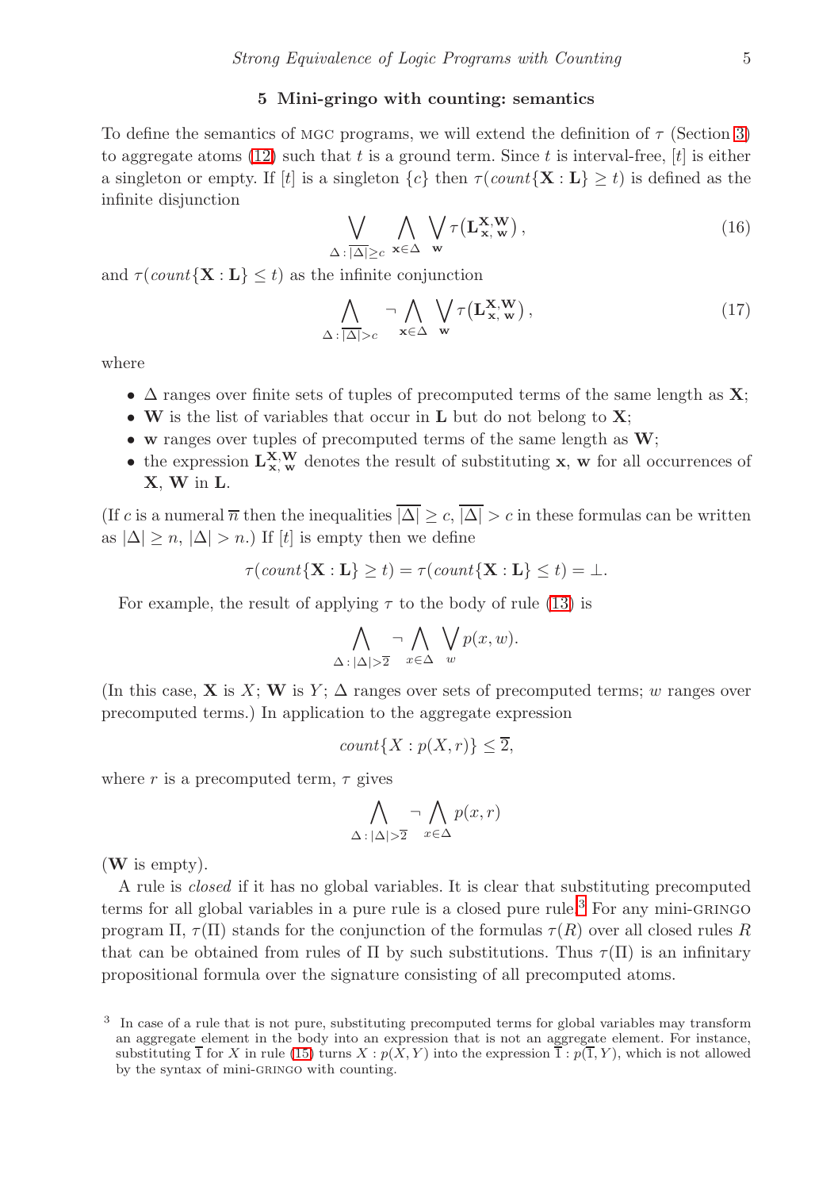## 5 Mini-gringo with counting: semantics

To define the semantics of MGC programs, we will extend the definition of $\tau$ (Section 3) to aggregate atoms (12) such that $t$ is a ground term. Since $t$ is interval-free, $[t]$ is either a singleton or empty. If $[t]$ is a singleton $\{c\}$ then $\tau(count\{\mathbf{X} : \mathbf{L}\} \geq t)$ is defined as the infinite disjunction

$$\bigvee_{\Delta\,:\,\overline{|\Delta|}\geq c} \; \bigwedge_{\mathbf{x}\in\Delta} \; \bigvee_{\mathbf{w}} \tau(\mathbf{L}^{\mathbf{X},\mathbf{W}}_{\mathbf{x},\,\mathbf{w}}), \tag{16}$$

and $\tau(count\{\mathbf{X} : \mathbf{L}\} \leq t)$ as the infinite conjunction

$$\bigwedge_{\Delta\,:\,\overline{|\Delta|}>c} \neg \bigwedge_{\mathbf{x}\in\Delta} \; \bigvee_{\mathbf{w}} \tau(\mathbf{L}^{\mathbf{X},\mathbf{W}}_{\mathbf{x},\,\mathbf{w}}), \tag{17}$$

where

- $\Delta$ ranges over finite sets of tuples of precomputed terms of the same length as $\mathbf{X}$;
- $\mathbf{W}$ is the list of variables that occur in $\mathbf{L}$ but do not belong to $\mathbf{X}$;
- $\mathbf{w}$ ranges over tuples of precomputed terms of the same length as $\mathbf{W}$;
- the expression $\mathbf{L}^{\mathbf{X},\mathbf{W}}_{\mathbf{x},\,\mathbf{w}}$ denotes the result of substituting $\mathbf{x}$, $\mathbf{w}$ for all occurrences of $\mathbf{X}$, $\mathbf{W}$ in $\mathbf{L}$.

(If $c$ is a numeral $\overline{n}$ then the inequalities $\overline{|\Delta|} \geq c$, $\overline{|\Delta|} > c$ in these formulas can be written as $|\Delta| \geq n$, $|\Delta| > n$.) If $[t]$ is empty then we define

$$\tau(count\{\mathbf{X} : \mathbf{L}\} \geq t) = \tau(count\{\mathbf{X} : \mathbf{L}\} \leq t) = \bot.$$

For example, the result of applying $\tau$ to the body of rule (13) is

$$\bigwedge_{\Delta\,:\,|\Delta|>\overline{2}} \neg \bigwedge_{x\in\Delta} \; \bigvee_{w} p(x, w).$$

(In this case, $\mathbf{X}$ is $X$; $\mathbf{W}$ is $Y$; $\Delta$ ranges over sets of precomputed terms; $w$ ranges over precomputed terms.) In application to the aggregate expression

$$count\{X : p(X, r)\} \leq \overline{2},$$

where $r$ is a precomputed term, $\tau$ gives

$$\bigwedge_{\Delta\,:\,|\Delta|>\overline{2}} \neg \bigwedge_{x\in\Delta} p(x, r)$$

($\mathbf{W}$ is empty).

A rule is *closed* if it has no global variables. It is clear that substituting precomputed terms for all global variables in a pure rule is a closed pure rule.[3] For any mini-GRINGO program $\Pi$, $\tau(\Pi)$ stands for the conjunction of the formulas $\tau(R)$ over all closed rules $R$ that can be obtained from rules of $\Pi$ by such substitutions. Thus $\tau(\Pi)$ is an infinitary propositional formula over the signature consisting of all precomputed atoms.

[3] In case of a rule that is not pure, substituting precomputed terms for global variables may transform an aggregate element in the body into an expression that is not an aggregate element. For instance, substituting $\overline{1}$ for $X$ in rule (15) turns $X : p(X, Y)$ into the expression $\overline{1} : p(\overline{1}, Y)$, which is not allowed by the syntax of mini-GRINGO with counting.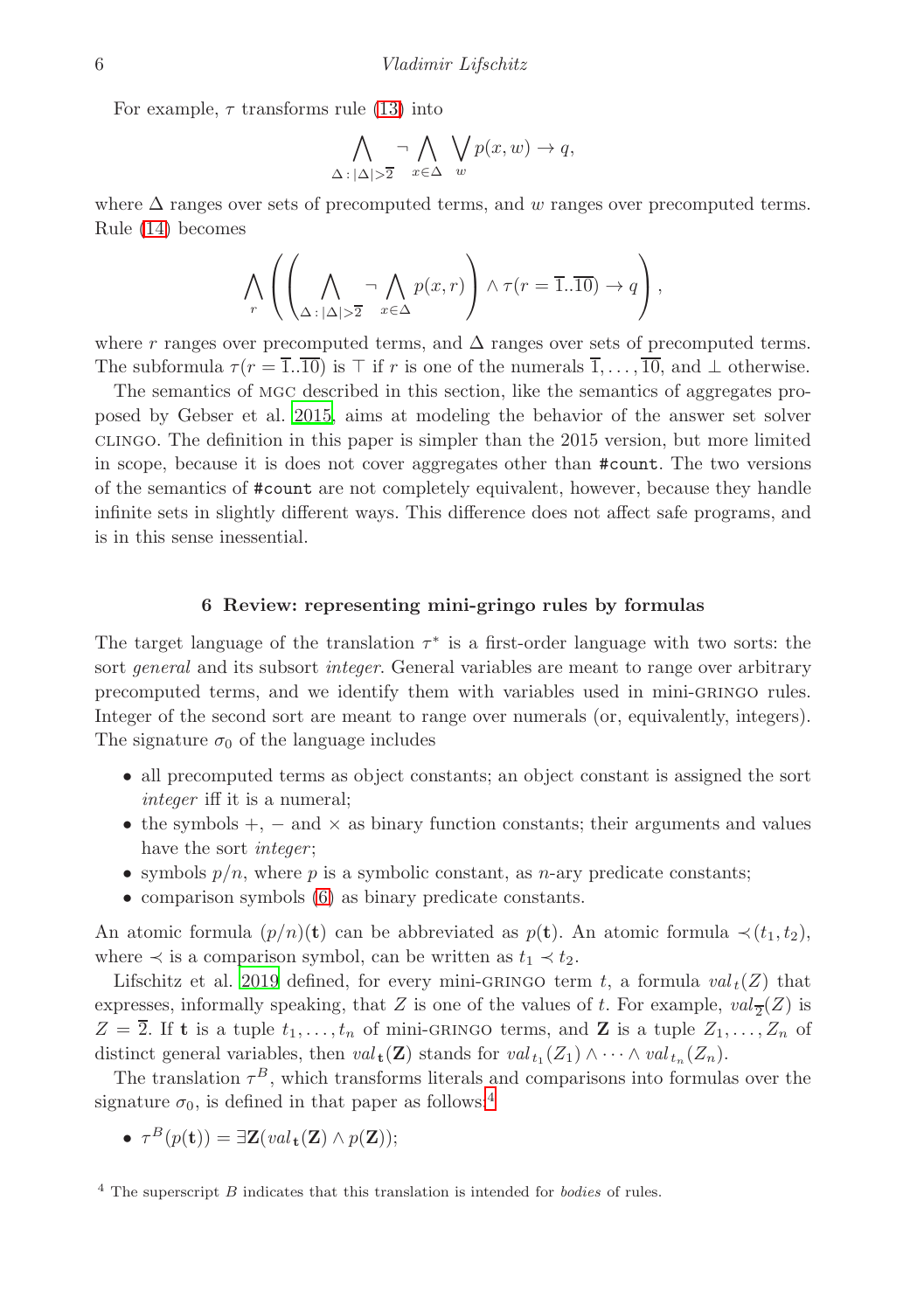For example, $\tau$ transforms rule (13) into

$$\bigwedge_{\Delta\,:\,|\Delta|>\overline{2}} \neg \bigwedge_{x\in\Delta} \bigvee_{w} p(x,w) \rightarrow q,$$

where $\Delta$ ranges over sets of precomputed terms, and $w$ ranges over precomputed terms. Rule (14) becomes

$$\bigwedge_{r} \left( \left( \bigwedge_{\Delta\,:\,|\Delta|>\overline{2}} \neg \bigwedge_{x\in\Delta} p(x,r) \right) \wedge \tau(r = \overline{1}..\overline{10}) \rightarrow q \right),$$

where $r$ ranges over precomputed terms, and $\Delta$ ranges over sets of precomputed terms. The subformula $\tau(r = \overline{1}..\overline{10})$ is $\top$ if $r$ is one of the numerals $\overline{1},\dots,\overline{10}$, and $\bot$ otherwise.

The semantics of MGC described in this section, like the semantics of aggregates proposed by Gebser et al. 2015, aims at modeling the behavior of the answer set solver CLINGO. The definition in this paper is simpler than the 2015 version, but more limited in scope, because it is does not cover aggregates other than `#count`. The two versions of the semantics of `#count` are not completely equivalent, however, because they handle infinite sets in slightly different ways. This difference does not affect safe programs, and is in this sense inessential.

## 6 Review: representing mini-gringo rules by formulas

The target language of the translation $\tau^*$ is a first-order language with two sorts: the sort *general* and its subsort *integer*. General variables are meant to range over arbitrary precomputed terms, and we identify them with variables used in mini-GRINGO rules. Integer of the second sort are meant to range over numerals (or, equivalently, integers). The signature $\sigma_0$ of the language includes

- all precomputed terms as object constants; an object constant is assigned the sort *integer* iff it is a numeral;
- the symbols $+$, $-$ and $\times$ as binary function constants; their arguments and values have the sort *integer*;
- symbols $p/n$, where $p$ is a symbolic constant, as $n$-ary predicate constants;
- comparison symbols (6) as binary predicate constants.

An atomic formula $(p/n)(\mathbf{t})$ can be abbreviated as $p(\mathbf{t})$. An atomic formula $\prec(t_1,t_2)$, where $\prec$ is a comparison symbol, can be written as $t_1 \prec t_2$.

Lifschitz et al. 2019 defined, for every mini-GRINGO term $t$, a formula $val_t(Z)$ that expresses, informally speaking, that $Z$ is one of the values of $t$. For example, $val_{\overline{2}}(Z)$ is $Z = \overline{2}$. If $\mathbf{t}$ is a tuple $t_1,\dots,t_n$ of mini-GRINGO terms, and $\mathbf{Z}$ is a tuple $Z_1,\dots,Z_n$ of distinct general variables, then $val_{\mathbf{t}}(\mathbf{Z})$ stands for $val_{t_1}(Z_1) \wedge \cdots \wedge val_{t_n}(Z_n)$.

The translation $\tau^B$, which transforms literals and comparisons into formulas over the signature $\sigma_0$, is defined in that paper as follows:[4]

- $\tau^B(p(\mathbf{t})) = \exists \mathbf{Z}(val_{\mathbf{t}}(\mathbf{Z}) \wedge p(\mathbf{Z}))$;

[4] The superscript $B$ indicates that this translation is intended for *bodies* of rules.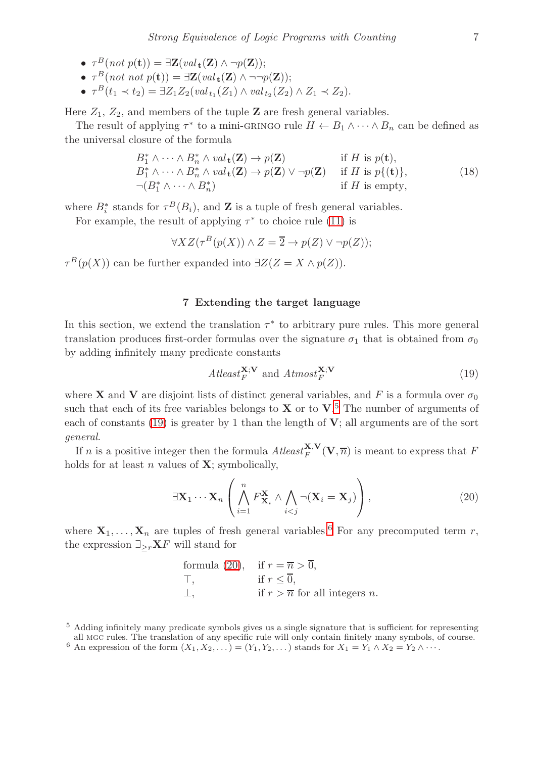- $\tau^B(not\ p(\mathbf{t})) = \exists \mathbf{Z}(val_{\mathbf{t}}(\mathbf{Z}) \wedge \neg p(\mathbf{Z}))$;
- $\tau^B(not\ not\ p(\mathbf{t})) = \exists \mathbf{Z}(val_{\mathbf{t}}(\mathbf{Z}) \wedge \neg\neg p(\mathbf{Z}))$;
- $\tau^B(t_1 \prec t_2) = \exists Z_1 Z_2(val_{t_1}(Z_1) \wedge val_{t_2}(Z_2) \wedge Z_1 \prec Z_2)$.

Here $Z_1$, $Z_2$, and members of the tuple $\mathbf{Z}$ are fresh general variables.

The result of applying $\tau^*$ to a mini-GRINGO rule $H \leftarrow B_1 \wedge \cdots \wedge B_n$ can be defined as the universal closure of the formula

$$\begin{array}{ll} B_1^* \wedge \cdots \wedge B_n^* \wedge val_{\mathbf{t}}(\mathbf{Z}) \rightarrow p(\mathbf{Z}) & \text{if } H \text{ is } p(\mathbf{t}), \\ B_1^* \wedge \cdots \wedge B_n^* \wedge val_{\mathbf{t}}(\mathbf{Z}) \rightarrow p(\mathbf{Z}) \vee \neg p(\mathbf{Z}) & \text{if } H \text{ is } p\{(\mathbf{t})\}, \\ \neg(B_1^* \wedge \cdots \wedge B_n^*) & \text{if } H \text{ is empty,} \end{array} \tag{18}$$

where $B_i^*$ stands for $\tau^B(B_i)$, and $\mathbf{Z}$ is a tuple of fresh general variables.

For example, the result of applying $\tau^*$ to choice rule (11) is

$$\forall XZ(\tau^B(p(X)) \wedge Z = \overline{2} \rightarrow p(Z) \vee \neg p(Z));$$

$\tau^B(p(X))$ can be further expanded into $\exists Z(Z = X \wedge p(Z))$.

## 7 Extending the target language

In this section, we extend the translation $\tau^*$ to arbitrary pure rules. This more general translation produces first-order formulas over the signature $\sigma_1$ that is obtained from $\sigma_0$ by adding infinitely many predicate constants

$$Atleast_F^{\mathbf{X};\mathbf{V}} \text{ and } Atmost_F^{\mathbf{X};\mathbf{V}} \tag{19}$$

where $\mathbf{X}$ and $\mathbf{V}$ are disjoint lists of distinct general variables, and $F$ is a formula over $\sigma_0$ such that each of its free variables belongs to $\mathbf{X}$ or to $\mathbf{V}$.[5] The number of arguments of each of constants (19) is greater by 1 than the length of $\mathbf{V}$; all arguments are of the sort *general*.

If $n$ is a positive integer then the formula $Atleast_F^{\mathbf{X},\mathbf{V}}(\mathbf{V},\overline{n})$ is meant to express that $F$ holds for at least $n$ values of $\mathbf{X}$; symbolically,

$$\exists \mathbf{X}_1 \cdots \mathbf{X}_n \left( \bigwedge_{i=1}^{n} F_{\mathbf{X}_i}^{\mathbf{X}} \wedge \bigwedge_{i<j} \neg(\mathbf{X}_i = \mathbf{X}_j) \right), \tag{20}$$

where $\mathbf{X}_1, \ldots, \mathbf{X}_n$ are tuples of fresh general variables.[6] For any precomputed term $r$, the expression $\exists_{\geq r}\mathbf{X}F$ will stand for

$$\begin{array}{ll} \text{formula (20)}, & \text{if } r = \overline{n} > \overline{0}, \\ \top, & \text{if } r \leq \overline{0}, \\ \bot, & \text{if } r > \overline{n} \text{ for all integers } n. \end{array}$$

---

[5] Adding infinitely many predicate symbols gives us a single signature that is sufficient for representing all MGC rules. The translation of any specific rule will only contain finitely many symbols, of course.

[6] An expression of the form $(X_1, X_2, \ldots) = (Y_1, Y_2, \ldots)$ stands for $X_1 = Y_1 \wedge X_2 = Y_2 \wedge \cdots$.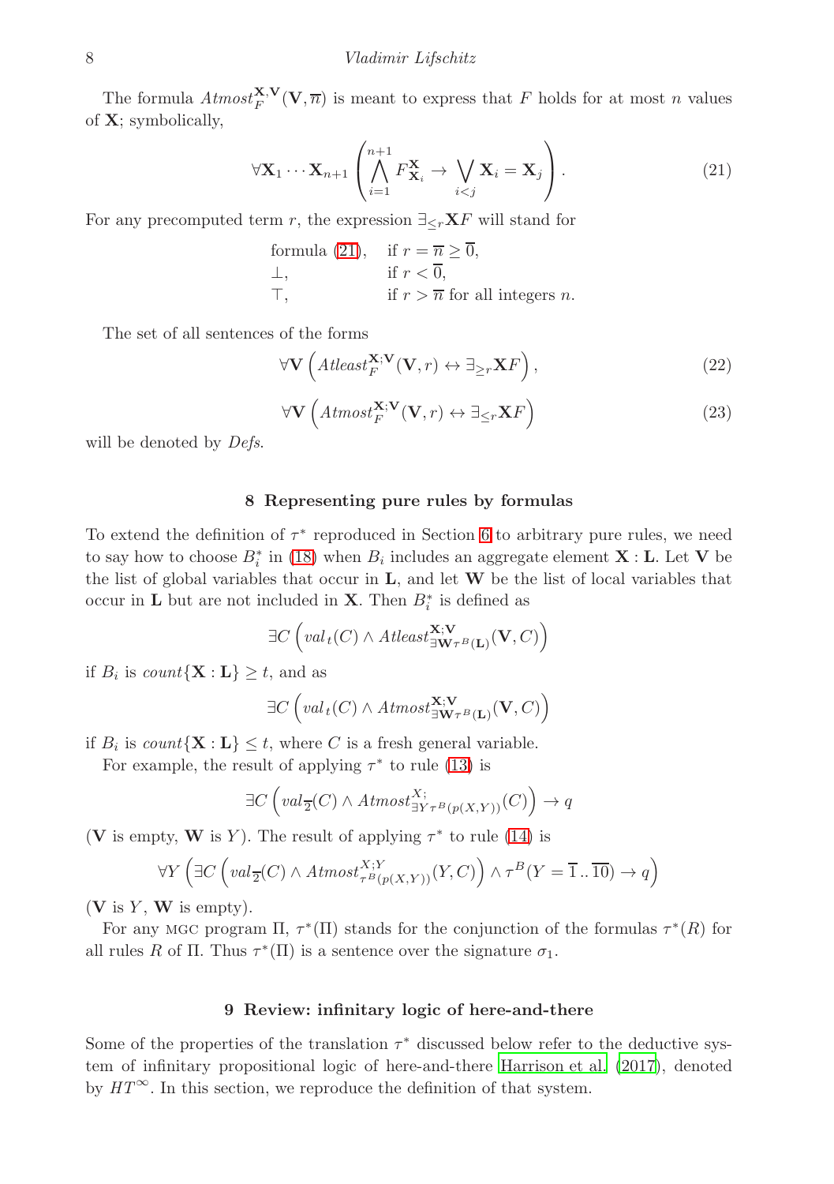The formula $Atmost_F^{\mathbf{X},\mathbf{V}}(\mathbf{V},\overline{n})$ is meant to express that $F$ holds for at most $n$ values of $\mathbf{X}$; symbolically,

$$\forall \mathbf{X}_1 \cdots \mathbf{X}_{n+1} \left( \bigwedge_{i=1}^{n+1} F^{\mathbf{X}}_{\mathbf{X}_i} \to \bigvee_{i<j} \mathbf{X}_i = \mathbf{X}_j \right). \tag{21}$$

For any precomputed term $r$, the expression $\exists_{\leq r}\mathbf{X}F$ will stand for

| | |
|---|---|
| formula (21), | if $r = \overline{n} \geq \overline{0}$, |
| $\bot$, | if $r < \overline{0}$, |
| $\top$, | if $r > \overline{n}$ for all integers $n$. |

The set of all sentences of the forms

$$\forall \mathbf{V} \left( Atleast_F^{\mathbf{X};\mathbf{V}}(\mathbf{V}, r) \leftrightarrow \exists_{\geq r}\mathbf{X}F \right), \tag{22}$$

$$\forall \mathbf{V} \left( Atmost_F^{\mathbf{X};\mathbf{V}}(\mathbf{V}, r) \leftrightarrow \exists_{\leq r}\mathbf{X}F \right) \tag{23}$$

will be denoted by *Defs*.

## 8 Representing pure rules by formulas

To extend the definition of $\tau^*$ reproduced in Section 6 to arbitrary pure rules, we need to say how to choose $B_i^*$ in (18) when $B_i$ includes an aggregate element $\mathbf{X} : \mathbf{L}$. Let $\mathbf{V}$ be the list of global variables that occur in $\mathbf{L}$, and let $\mathbf{W}$ be the list of local variables that occur in $\mathbf{L}$ but are not included in $\mathbf{X}$. Then $B_i^*$ is defined as

$$\exists C \left( val_t(C) \wedge Atleast^{\mathbf{X};\mathbf{V}}_{\exists \mathbf{W} \tau^B(\mathbf{L})}(\mathbf{V}, C) \right)$$

if $B_i$ is $count\{\mathbf{X} : \mathbf{L}\} \geq t$, and as

$$\exists C \left( val_t(C) \wedge Atmost^{\mathbf{X};\mathbf{V}}_{\exists \mathbf{W} \tau^B(\mathbf{L})}(\mathbf{V}, C) \right)$$

if $B_i$ is $count\{\mathbf{X} : \mathbf{L}\} \leq t$, where $C$ is a fresh general variable.

For example, the result of applying $\tau^*$ to rule (13) is

$$\exists C \left( val_{\overline{2}}(C) \wedge Atmost^{X;}_{\exists Y \tau^B(p(X,Y))}(C) \right) \to q$$

($\mathbf{V}$ is empty, $\mathbf{W}$ is $Y$). The result of applying $\tau^*$ to rule (14) is

$$\forall Y \left( \exists C \left( val_{\overline{2}}(C) \wedge Atmost^{X;Y}_{\tau^B(p(X,Y))}(Y, C) \right) \wedge \tau^B(Y = \overline{1} \mathinner{..} \overline{10}) \to q \right)$$

($\mathbf{V}$ is $Y$, $\mathbf{W}$ is empty).

For any MGC program $\Pi$, $\tau^*(\Pi)$ stands for the conjunction of the formulas $\tau^*(R)$ for all rules $R$ of $\Pi$. Thus $\tau^*(\Pi)$ is a sentence over the signature $\sigma_1$.

## 9 Review: infinitary logic of here-and-there

Some of the properties of the translation $\tau^*$ discussed below refer to the deductive system of infinitary propositional logic of here-and-there Harrison et al. (2017), denoted by $HT^\infty$. In this section, we reproduce the definition of that system.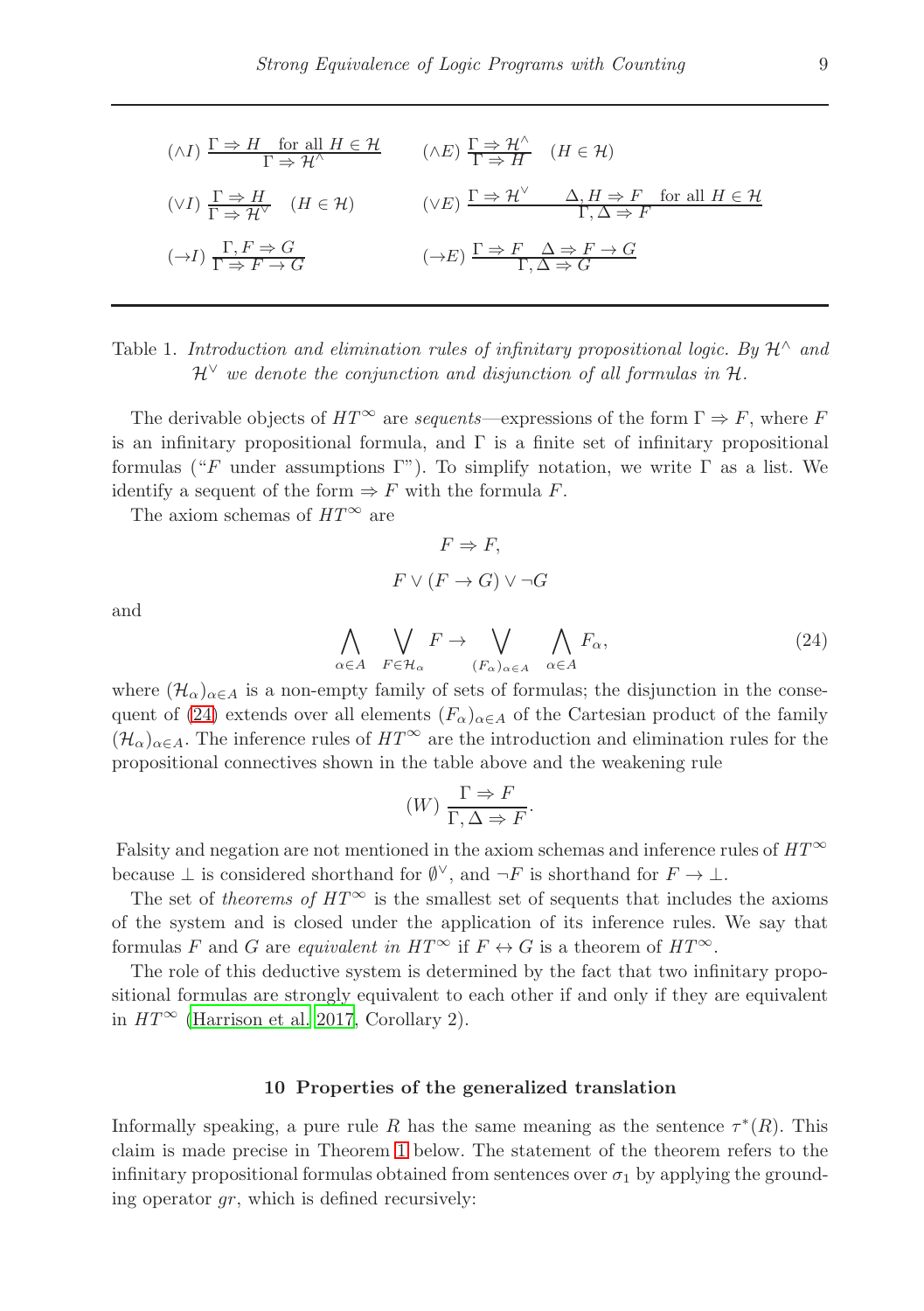$$(\wedge I)\ \frac{\Gamma \Rightarrow H \quad \text{for all } H \in \mathcal{H}}{\Gamma \Rightarrow \mathcal{H}^\wedge} \qquad (\wedge E)\ \frac{\Gamma \Rightarrow \mathcal{H}^\wedge}{\Gamma \Rightarrow H} \quad (H \in \mathcal{H})$$

$$(\vee I)\ \frac{\Gamma \Rightarrow H}{\Gamma \Rightarrow \mathcal{H}^\vee} \quad (H \in \mathcal{H}) \qquad (\vee E)\ \frac{\Gamma \Rightarrow \mathcal{H}^\vee \qquad \Delta, H \Rightarrow F \quad \text{for all } H \in \mathcal{H}}{\Gamma, \Delta \Rightarrow F}$$

$$(\rightarrow I)\ \frac{\Gamma, F \Rightarrow G}{\Gamma \Rightarrow F \rightarrow G} \qquad (\rightarrow E)\ \frac{\Gamma \Rightarrow F \quad \Delta \Rightarrow F \rightarrow G}{\Gamma, \Delta \Rightarrow G}$$

Table 1. *Introduction and elimination rules of infinitary propositional logic. By $\mathcal{H}^\wedge$ and $\mathcal{H}^\vee$ we denote the conjunction and disjunction of all formulas in $\mathcal{H}$.*

The derivable objects of $HT^\infty$ are *sequents*—expressions of the form $\Gamma \Rightarrow F$, where $F$ is an infinitary propositional formula, and $\Gamma$ is a finite set of infinitary propositional formulas ("$F$ under assumptions $\Gamma$"). To simplify notation, we write $\Gamma$ as a list. We identify a sequent of the form $\Rightarrow F$ with the formula $F$.

The axiom schemas of $HT^\infty$ are

$$F \Rightarrow F,$$

$$F \vee (F \rightarrow G) \vee \neg G$$

and

$$\bigwedge_{\alpha \in A} \ \bigvee_{F \in \mathcal{H}_\alpha} F \rightarrow \bigvee_{(F_\alpha)_{\alpha \in A}} \ \bigwedge_{\alpha \in A} F_\alpha, \tag{24}$$

where $(\mathcal{H}_\alpha)_{\alpha \in A}$ is a non-empty family of sets of formulas; the disjunction in the consequent of (24) extends over all elements $(F_\alpha)_{\alpha \in A}$ of the Cartesian product of the family $(\mathcal{H}_\alpha)_{\alpha \in A}$. The inference rules of $HT^\infty$ are the introduction and elimination rules for the propositional connectives shown in the table above and the weakening rule

$$(W)\ \frac{\Gamma \Rightarrow F}{\Gamma, \Delta \Rightarrow F}.$$

Falsity and negation are not mentioned in the axiom schemas and inference rules of $HT^\infty$ because $\bot$ is considered shorthand for $\emptyset^\vee$, and $\neg F$ is shorthand for $F \rightarrow \bot$.

The set of *theorems of* $HT^\infty$ is the smallest set of sequents that includes the axioms of the system and is closed under the application of its inference rules. We say that formulas $F$ and $G$ are *equivalent in* $HT^\infty$ if $F \leftrightarrow G$ is a theorem of $HT^\infty$.

The role of this deductive system is determined by the fact that two infinitary propositional formulas are strongly equivalent to each other if and only if they are equivalent in $HT^\infty$ (Harrison et al. 2017, Corollary 2).

## 10 Properties of the generalized translation

Informally speaking, a pure rule $R$ has the same meaning as the sentence $\tau^*(R)$. This claim is made precise in Theorem 1 below. The statement of the theorem refers to the infinitary propositional formulas obtained from sentences over $\sigma_1$ by applying the grounding operator $gr$, which is defined recursively: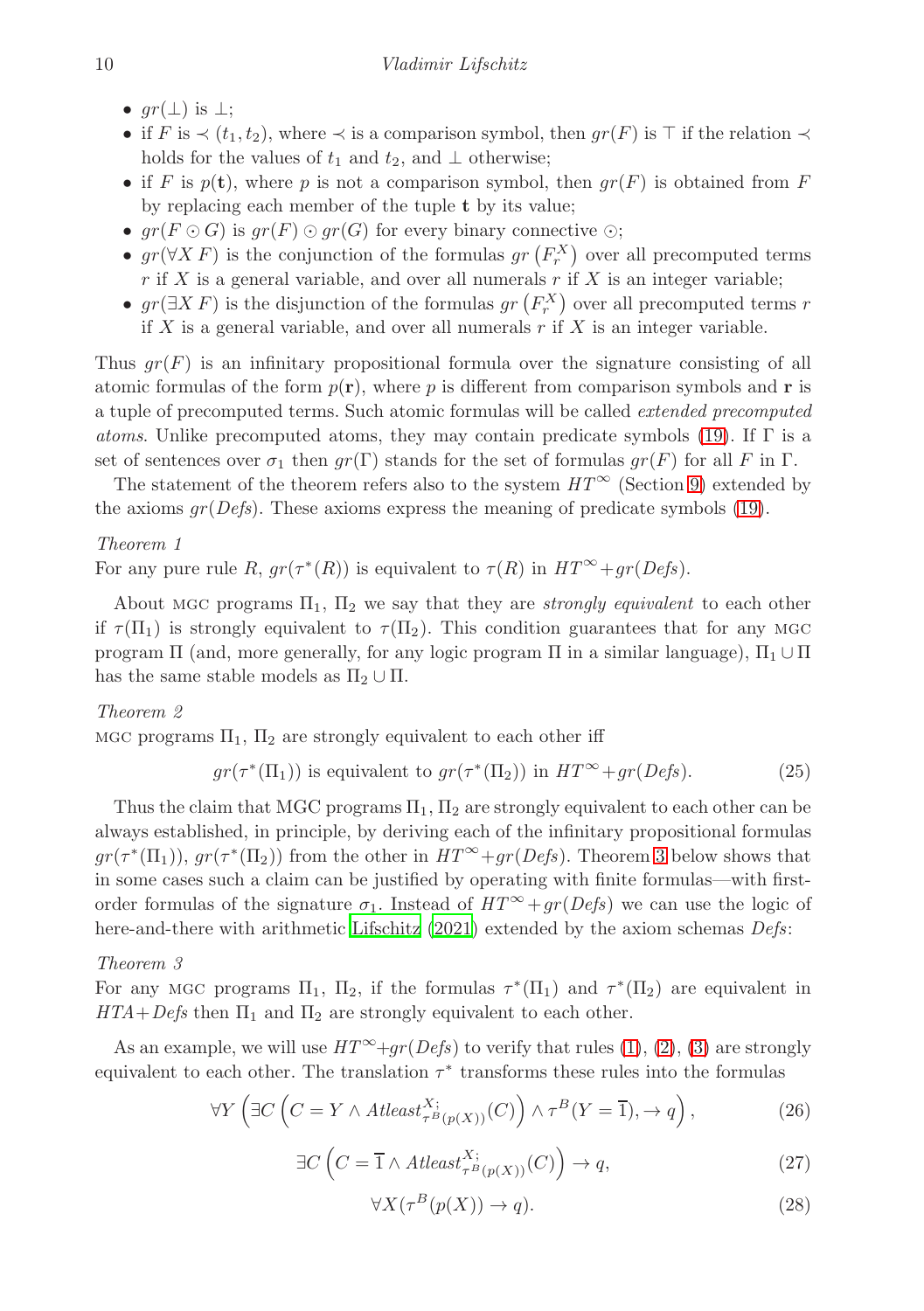- $gr(\bot)$ is $\bot$;
- if $F$ is $\prec(t_1, t_2)$, where $\prec$ is a comparison symbol, then $gr(F)$ is $\top$ if the relation $\prec$ holds for the values of $t_1$ and $t_2$, and $\bot$ otherwise;
- if $F$ is $p(\mathbf{t})$, where $p$ is not a comparison symbol, then $gr(F)$ is obtained from $F$ by replacing each member of the tuple $\mathbf{t}$ by its value;
- $gr(F \odot G)$ is $gr(F) \odot gr(G)$ for every binary connective $\odot$;
- $gr(\forall X\, F)$ is the conjunction of the formulas $gr\left(F^X_r\right)$ over all precomputed terms $r$ if $X$ is a general variable, and over all numerals $r$ if $X$ is an integer variable;
- $gr(\exists X\, F)$ is the disjunction of the formulas $gr\left(F^X_r\right)$ over all precomputed terms $r$ if $X$ is a general variable, and over all numerals $r$ if $X$ is an integer variable.

Thus $gr(F)$ is an infinitary propositional formula over the signature consisting of all atomic formulas of the form $p(\mathbf{r})$, where $p$ is different from comparison symbols and $\mathbf{r}$ is a tuple of precomputed terms. Such atomic formulas will be called *extended precomputed atoms*. Unlike precomputed atoms, they may contain predicate symbols (19). If $\Gamma$ is a set of sentences over $\sigma_1$ then $gr(\Gamma)$ stands for the set of formulas $gr(F)$ for all $F$ in $\Gamma$.

The statement of the theorem refers also to the system $HT^\infty$ (Section 9) extended by the axioms $gr(Defs)$. These axioms express the meaning of predicate symbols (19).

*Theorem 1*
For any pure rule $R$, $gr(\tau^*(R))$ is equivalent to $\tau(R)$ in $HT^\infty + gr(Defs)$.

About MGC programs $\Pi_1$, $\Pi_2$ we say that they are *strongly equivalent* to each other if $\tau(\Pi_1)$ is strongly equivalent to $\tau(\Pi_2)$. This condition guarantees that for any MGC program $\Pi$ (and, more generally, for any logic program $\Pi$ in a similar language), $\Pi_1 \cup \Pi$ has the same stable models as $\Pi_2 \cup \Pi$.

*Theorem 2*
MGC programs $\Pi_1$, $\Pi_2$ are strongly equivalent to each other iff

$$gr(\tau^*(\Pi_1)) \text{ is equivalent to } gr(\tau^*(\Pi_2)) \text{ in } HT^\infty + gr(Defs). \tag{25}$$

Thus the claim that MGC programs $\Pi_1$, $\Pi_2$ are strongly equivalent to each other can be always established, in principle, by deriving each of the infinitary propositional formulas $gr(\tau^*(\Pi_1))$, $gr(\tau^*(\Pi_2))$ from the other in $HT^\infty + gr(Defs)$. Theorem 3 below shows that in some cases such a claim can be justified by operating with finite formulas—with first-order formulas of the signature $\sigma_1$. Instead of $HT^\infty + gr(Defs)$ we can use the logic of here-and-there with arithmetic Lifschitz (2021) extended by the axiom schemas *Defs*:

*Theorem 3*
For any MGC programs $\Pi_1$, $\Pi_2$, if the formulas $\tau^*(\Pi_1)$ and $\tau^*(\Pi_2)$ are equivalent in $HTA + Defs$ then $\Pi_1$ and $\Pi_2$ are strongly equivalent to each other.

As an example, we will use $HT^\infty + gr(Defs)$ to verify that rules (1), (2), (3) are strongly equivalent to each other. The translation $\tau^*$ transforms these rules into the formulas

$$\forall Y \left( \exists C \left( C = Y \wedge Atleast^{X;}_{\tau^B(p(X))}(C) \right) \wedge \tau^B(Y = \overline{1}), \rightarrow q \right), \tag{26}$$

$$\exists C \left( C = \overline{1} \wedge Atleast^{X;}_{\tau^B(p(X))}(C) \right) \rightarrow q, \tag{27}$$

$$\forall X (\tau^B(p(X)) \rightarrow q). \tag{28}$$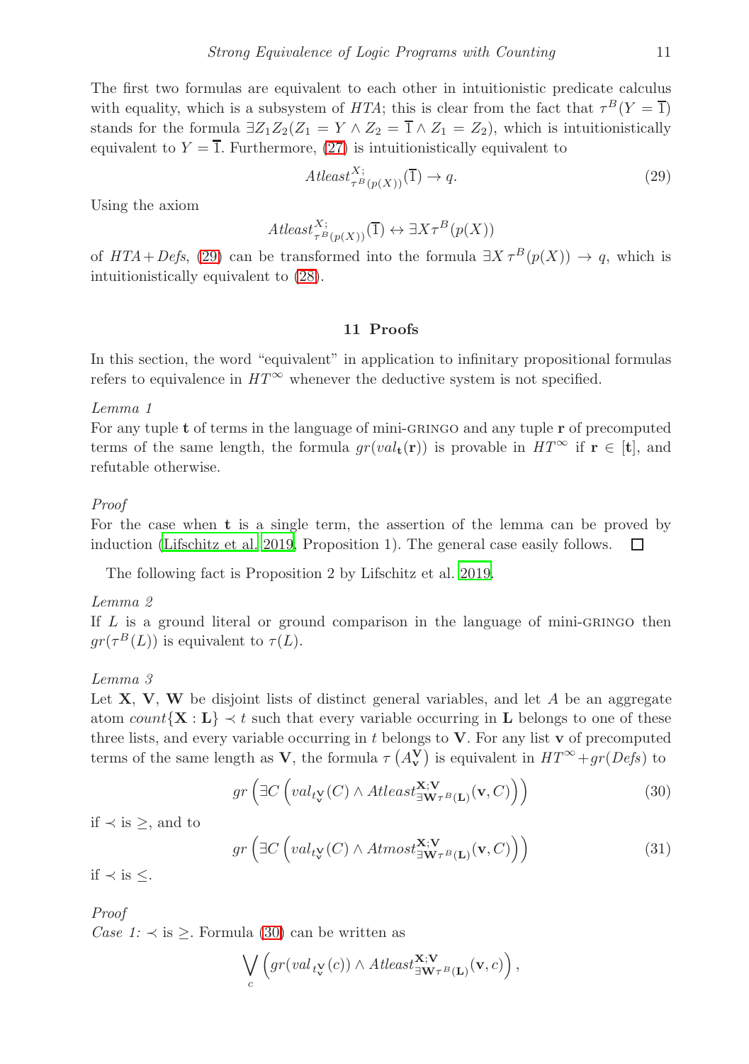The first two formulas are equivalent to each other in intuitionistic predicate calculus with equality, which is a subsystem of *HTA*; this is clear from the fact that $\tau^B(Y = \overline{1})$ stands for the formula $\exists Z_1 Z_2(Z_1 = Y \wedge Z_2 = \overline{1} \wedge Z_1 = Z_2)$, which is intuitionistically equivalent to $Y = \overline{1}$. Furthermore, (27) is intuitionistically equivalent to

$$Atleast^{X;}_{\tau^B(p(X))}(\overline{1}) \rightarrow q. \tag{29}$$

Using the axiom

$$Atleast^{X;}_{\tau^B(p(X))}(\overline{1}) \leftrightarrow \exists X \tau^B(p(X))$$

of *HTA*+*Defs*, (29) can be transformed into the formula $\exists X\, \tau^B(p(X)) \rightarrow q$, which is intuitionistically equivalent to (28).

## 11 Proofs

In this section, the word "equivalent" in application to infinitary propositional formulas refers to equivalence in $HT^\infty$ whenever the deductive system is not specified.

*Lemma 1*

For any tuple $\mathbf{t}$ of terms in the language of mini-GRINGO and any tuple $\mathbf{r}$ of precomputed terms of the same length, the formula $gr(val_{\mathbf{t}}(\mathbf{r}))$ is provable in $HT^\infty$ if $\mathbf{r} \in [\mathbf{t}]$, and refutable otherwise.

*Proof*

For the case when $\mathbf{t}$ is a single term, the assertion of the lemma can be proved by induction (Lifschitz et al. 2019, Proposition 1). The general case easily follows. □

The following fact is Proposition 2 by Lifschitz et al. 2019.

*Lemma 2*

If $L$ is a ground literal or ground comparison in the language of mini-GRINGO then $gr(\tau^B(L))$ is equivalent to $\tau(L)$.

*Lemma 3*

Let $\mathbf{X}$, $\mathbf{V}$, $\mathbf{W}$ be disjoint lists of distinct general variables, and let $A$ be an aggregate atom $count\{\mathbf{X} : \mathbf{L}\} \prec t$ such that every variable occurring in $\mathbf{L}$ belongs to one of these three lists, and every variable occurring in $t$ belongs to $\mathbf{V}$. For any list $\mathbf{v}$ of precomputed terms of the same length as $\mathbf{V}$, the formula $\tau\left(A^{\mathbf{V}}_{\mathbf{v}}\right)$ is equivalent in $HT^\infty$+$gr(Defs)$ to

$$gr\left(\exists C\left(val_{t^{\mathbf{V}}_{\mathbf{v}}}(C) \wedge Atleast^{\mathbf{X};\mathbf{V}}_{\exists \mathbf{W} \tau^B(\mathbf{L})}(\mathbf{v}, C)\right)\right) \tag{30}$$

if $\prec$ is $\geq$, and to

$$gr\left(\exists C\left(val_{t^{\mathbf{V}}_{\mathbf{v}}}(C) \wedge Atmost^{\mathbf{X};\mathbf{V}}_{\exists \mathbf{W} \tau^B(\mathbf{L})}(\mathbf{v}, C)\right)\right) \tag{31}$$

if $\prec$ is $\leq$.

*Proof*

*Case 1:* $\prec$ is $\geq$. Formula (30) can be written as

$$\bigvee_c \left(gr(val_{t^{\mathbf{V}}_{\mathbf{v}}}(c)) \wedge Atleast^{\mathbf{X};\mathbf{V}}_{\exists \mathbf{W} \tau^B(\mathbf{L})}(\mathbf{v}, c)\right),$$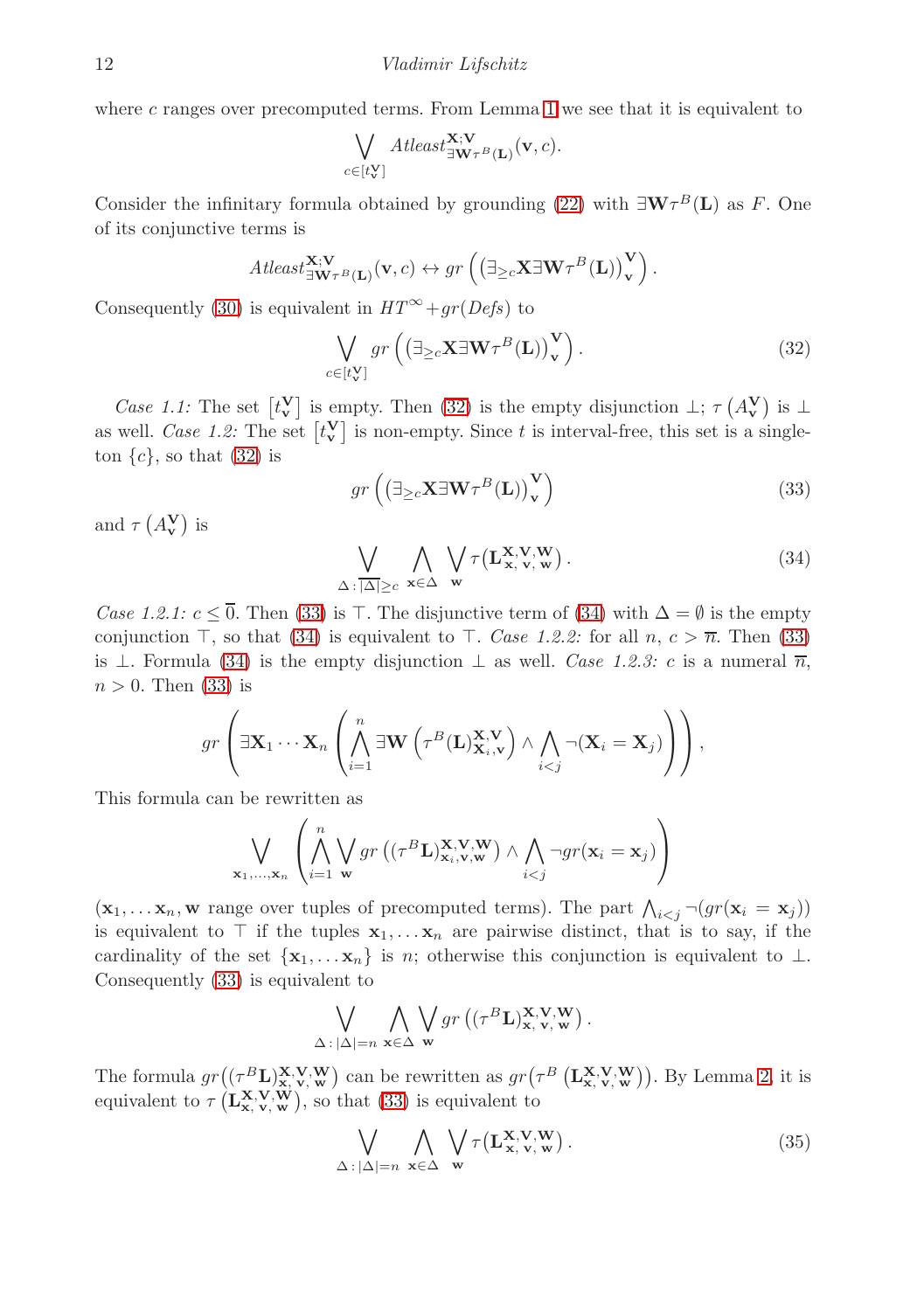where $c$ ranges over precomputed terms. From Lemma 1 we see that it is equivalent to

$$\bigvee_{c \in [t^{\mathbf{V}}_{\mathbf{v}}]} \mathit{Atleast}^{\mathbf{X};\mathbf{V}}_{\exists \mathbf{W} \tau^B(\mathbf{L})}(\mathbf{v}, c).$$

Consider the infinitary formula obtained by grounding (22) with $\exists \mathbf{W} \tau^B(\mathbf{L})$ as $F$. One of its conjunctive terms is

$$\mathit{Atleast}^{\mathbf{X};\mathbf{V}}_{\exists \mathbf{W} \tau^B(\mathbf{L})}(\mathbf{v}, c) \leftrightarrow gr\left(\left(\exists_{\geq c} \mathbf{X} \exists \mathbf{W} \tau^B(\mathbf{L})\right)^{\mathbf{V}}_{\mathbf{v}}\right).$$

Consequently (30) is equivalent in $HT^{\infty} + gr(\mathit{Defs})$ to

$$\bigvee_{c \in [t^{\mathbf{V}}_{\mathbf{v}}]} gr\left(\left(\exists_{\geq c} \mathbf{X} \exists \mathbf{W} \tau^B(\mathbf{L})\right)^{\mathbf{V}}_{\mathbf{v}}\right). \tag{32}$$

*Case 1.1:* The set $\left[t^{\mathbf{V}}_{\mathbf{v}}\right]$ is empty. Then (32) is the empty disjunction $\bot$; $\tau\left(A^{\mathbf{V}}_{\mathbf{v}}\right)$ is $\bot$ as well. *Case 1.2:* The set $\left[t^{\mathbf{V}}_{\mathbf{v}}\right]$ is non-empty. Since $t$ is interval-free, this set is a singleton $\{c\}$, so that (32) is

$$gr\left(\left(\exists_{\geq c} \mathbf{X} \exists \mathbf{W} \tau^B(\mathbf{L})\right)^{\mathbf{V}}_{\mathbf{v}}\right) \tag{33}$$

and $\tau\left(A^{\mathbf{V}}_{\mathbf{v}}\right)$ is

$$\bigvee_{\Delta \,:\, \overline{|\Delta|} \geq c} \; \bigwedge_{\mathbf{x} \in \Delta} \; \bigvee_{\mathbf{w}} \tau(\mathbf{L}^{\mathbf{X},\mathbf{V},\mathbf{W}}_{\mathbf{x},\,\mathbf{v},\,\mathbf{w}}). \tag{34}$$

*Case 1.2.1:* $c \leq \overline{0}$. Then (33) is $\top$. The disjunctive term of (34) with $\Delta = \emptyset$ is the empty conjunction $\top$, so that (34) is equivalent to $\top$. *Case 1.2.2:* for all $n$, $c > \overline{n}$. Then (33) is $\bot$. Formula (34) is the empty disjunction $\bot$ as well. *Case 1.2.3:* $c$ is a numeral $\overline{n}$, $n > 0$. Then (33) is

$$gr\left(\exists \mathbf{X}_1 \cdots \mathbf{X}_n \left(\bigwedge_{i=1}^{n} \exists \mathbf{W}\left(\tau^B(\mathbf{L})^{\mathbf{X},\mathbf{V}}_{\mathbf{X}_i,\mathbf{v}}\right) \wedge \bigwedge_{i<j} \neg(\mathbf{X}_i = \mathbf{X}_j)\right)\right),$$

This formula can be rewritten as

$$\bigvee_{\mathbf{x}_1,\ldots,\mathbf{x}_n} \left(\bigwedge_{i=1}^{n} \bigvee_{\mathbf{w}} gr\left((\tau^B \mathbf{L})^{\mathbf{X},\mathbf{V},\mathbf{W}}_{\mathbf{x}_i,\mathbf{v},\mathbf{w}}\right) \wedge \bigwedge_{i<j} \neg gr(\mathbf{x}_i = \mathbf{x}_j)\right)$$

($\mathbf{x}_1, \ldots \mathbf{x}_n, \mathbf{w}$ range over tuples of precomputed terms). The part $\bigwedge_{i<j} \neg(gr(\mathbf{x}_i = \mathbf{x}_j))$ is equivalent to $\top$ if the tuples $\mathbf{x}_1, \ldots \mathbf{x}_n$ are pairwise distinct, that is to say, if the cardinality of the set $\{\mathbf{x}_1, \ldots \mathbf{x}_n\}$ is $n$; otherwise this conjunction is equivalent to $\bot$. Consequently (33) is equivalent to

$$\bigvee_{\Delta \,:\, |\Delta| = n} \; \bigwedge_{\mathbf{x} \in \Delta} \; \bigvee_{\mathbf{w}} gr\left((\tau^B \mathbf{L})^{\mathbf{X},\mathbf{V},\mathbf{W}}_{\mathbf{x},\,\mathbf{v},\,\mathbf{w}}\right).$$

The formula $gr\left((\tau^B \mathbf{L})^{\mathbf{X},\mathbf{V},\mathbf{W}}_{\mathbf{x},\,\mathbf{v},\,\mathbf{w}}\right)$ can be rewritten as $gr\left(\tau^B\left(\mathbf{L}^{\mathbf{X},\mathbf{V},\mathbf{W}}_{\mathbf{x},\,\mathbf{v},\,\mathbf{w}}\right)\right)$. By Lemma 2, it is equivalent to $\tau\left(\mathbf{L}^{\mathbf{X},\mathbf{V},\mathbf{W}}_{\mathbf{x},\,\mathbf{v},\,\mathbf{w}}\right)$, so that (33) is equivalent to

$$\bigvee_{\Delta \,:\, |\Delta| = n} \; \bigwedge_{\mathbf{x} \in \Delta} \; \bigvee_{\mathbf{w}} \tau(\mathbf{L}^{\mathbf{X},\mathbf{V},\mathbf{W}}_{\mathbf{x},\,\mathbf{v},\,\mathbf{w}}). \tag{35}$$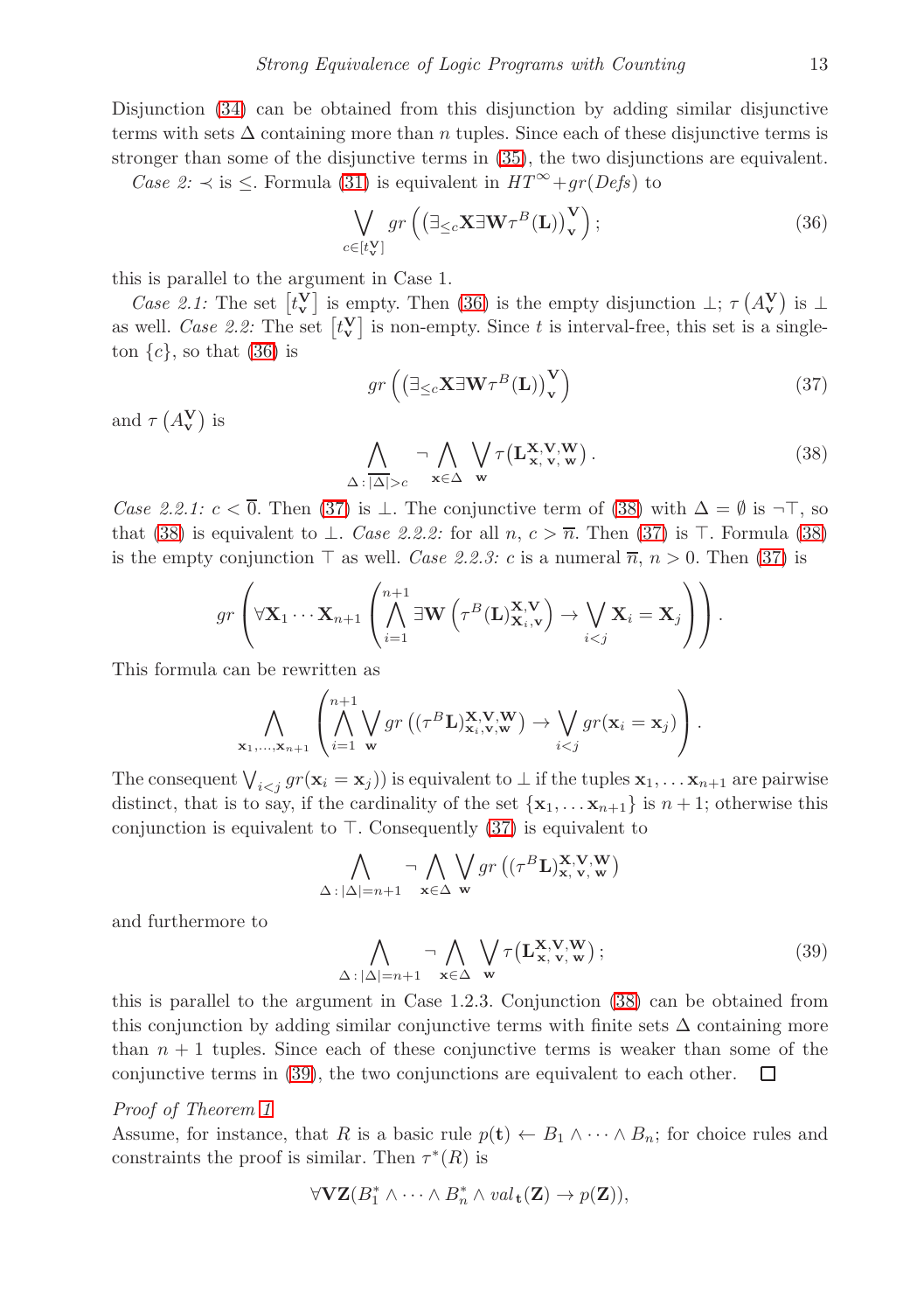Disjunction (34) can be obtained from this disjunction by adding similar disjunctive terms with sets $\Delta$ containing more than $n$ tuples. Since each of these disjunctive terms is stronger than some of the disjunctive terms in (35), the two disjunctions are equivalent.

*Case 2:* $\prec$ is $\leq$. Formula (31) is equivalent in $HT^{\infty}+gr(Defs)$ to

$$\bigvee_{c\in[t^{\mathbf{V}}_{\mathbf{v}}]} gr\left(\left(\exists_{\leq c}\mathbf{X}\exists\mathbf{W}\tau^B(\mathbf{L})\right)^{\mathbf{V}}_{\mathbf{v}}\right); \tag{36}$$

this is parallel to the argument in Case 1.

*Case 2.1:* The set $\left[t^{\mathbf{V}}_{\mathbf{v}}\right]$ is empty. Then (36) is the empty disjunction $\bot$; $\tau\left(A^{\mathbf{V}}_{\mathbf{v}}\right)$ is $\bot$ as well. *Case 2.2:* The set $\left[t^{\mathbf{V}}_{\mathbf{v}}\right]$ is non-empty. Since $t$ is interval-free, this set is a singleton $\{c\}$, so that (36) is

$$gr\left(\left(\exists_{\leq c}\mathbf{X}\exists\mathbf{W}\tau^B(\mathbf{L})\right)^{\mathbf{V}}_{\mathbf{v}}\right) \tag{37}$$

and $\tau\left(A^{\mathbf{V}}_{\mathbf{v}}\right)$ is

$$\bigwedge_{\Delta\,:\,|\Delta|>c} \neg\bigwedge_{\mathbf{x}\in\Delta}\bigvee_{\mathbf{w}}\tau\left(\mathbf{L}^{\mathbf{X},\mathbf{V},\mathbf{W}}_{\mathbf{x},\,\mathbf{v},\,\mathbf{w}}\right). \tag{38}$$

*Case 2.2.1:* $c<\overline{0}$. Then (37) is $\bot$. The conjunctive term of (38) with $\Delta=\emptyset$ is $\neg\top$, so that (38) is equivalent to $\bot$. *Case 2.2.2:* for all $n$, $c>\overline{n}$. Then (37) is $\top$. Formula (38) is the empty conjunction $\top$ as well. *Case 2.2.3:* $c$ is a numeral $\overline{n}$, $n>0$. Then (37) is

$$gr\left(\forall\mathbf{X}_1\cdots\mathbf{X}_{n+1}\left(\bigwedge_{i=1}^{n+1}\exists\mathbf{W}\left(\tau^B(\mathbf{L})^{\mathbf{X},\mathbf{V}}_{\mathbf{X}_i,\mathbf{v}}\right)\to\bigvee_{i<j}\mathbf{X}_i=\mathbf{X}_j\right)\right).$$

This formula can be rewritten as

$$\bigwedge_{\mathbf{x}_1,\dots,\mathbf{x}_{n+1}}\left(\bigwedge_{i=1}^{n+1}\bigvee_{\mathbf{w}}gr\left((\tau^B\mathbf{L})^{\mathbf{X},\mathbf{V},\mathbf{W}}_{\mathbf{x}_i,\mathbf{v},\mathbf{w}}\right)\to\bigvee_{i<j}gr(\mathbf{x}_i=\mathbf{x}_j)\right).$$

The consequent $\bigvee_{i<j}gr(\mathbf{x}_i=\mathbf{x}_j)$ is equivalent to $\bot$ if the tuples $\mathbf{x}_1,\dots\mathbf{x}_{n+1}$ are pairwise distinct, that is to say, if the cardinality of the set $\{\mathbf{x}_1,\dots\mathbf{x}_{n+1}\}$ is $n+1$; otherwise this conjunction is equivalent to $\top$. Consequently (37) is equivalent to

$$\bigwedge_{\Delta\,:\,|\Delta|=n+1}\neg\bigwedge_{\mathbf{x}\in\Delta}\bigvee_{\mathbf{w}}gr\left((\tau^B\mathbf{L})^{\mathbf{X},\mathbf{V},\mathbf{W}}_{\mathbf{x},\,\mathbf{v},\,\mathbf{w}}\right)$$

and furthermore to

$$\bigwedge_{\Delta\,:\,|\Delta|=n+1}\neg\bigwedge_{\mathbf{x}\in\Delta}\bigvee_{\mathbf{w}}\tau\left(\mathbf{L}^{\mathbf{X},\mathbf{V},\mathbf{W}}_{\mathbf{x},\,\mathbf{v},\,\mathbf{w}}\right); \tag{39}$$

this is parallel to the argument in Case 1.2.3. Conjunction (38) can be obtained from this conjunction by adding similar conjunctive terms with finite sets $\Delta$ containing more than $n+1$ tuples. Since each of these conjunctive terms is weaker than some of the conjunctive terms in (39), the two conjunctions are equivalent to each other. $\square$

*Proof of Theorem 1*

Assume, for instance, that $R$ is a basic rule $p(\mathbf{t})\leftarrow B_1\wedge\cdots\wedge B_n$; for choice rules and constraints the proof is similar. Then $\tau^*(R)$ is

$$\forall\mathbf{V}\mathbf{Z}(B_1^*\wedge\cdots\wedge B_n^*\wedge val_{\mathbf{t}}(\mathbf{Z})\to p(\mathbf{Z})),$$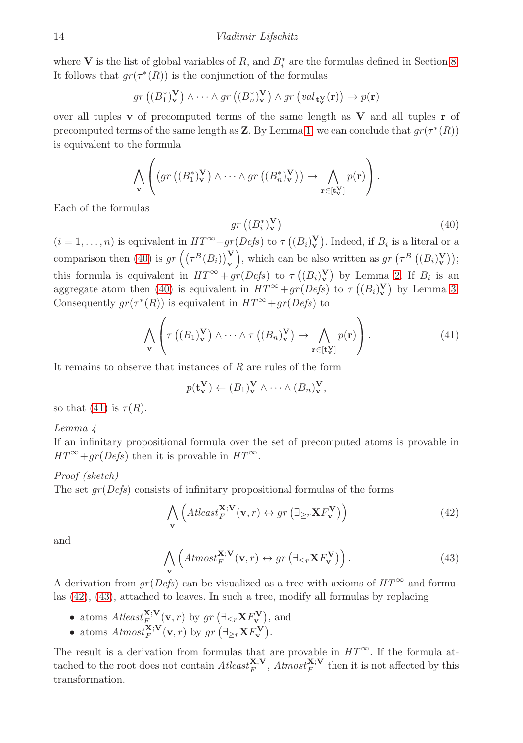where $\mathbf{V}$ is the list of global variables of $R$, and $B_i^*$ are the formulas defined in Section 8. It follows that $gr(\tau^*(R))$ is the conjunction of the formulas

$$gr\left((B_1^*)^{\mathbf{V}}_{\mathbf{v}}\right) \wedge \cdots \wedge gr\left((B_n^*)^{\mathbf{V}}_{\mathbf{v}}\right) \wedge gr\left(val_{\mathbf{t}^{\mathbf{V}}_{\mathbf{v}}}(\mathbf{r})\right) \rightarrow p(\mathbf{r})$$

over all tuples $\mathbf{v}$ of precomputed terms of the same length as $\mathbf{V}$ and all tuples $\mathbf{r}$ of precomputed terms of the same length as $\mathbf{Z}$. By Lemma 1, we can conclude that $gr(\tau^*(R))$ is equivalent to the formula

$$\bigwedge_{\mathbf{v}} \left( \left(gr\left((B_1^*)^{\mathbf{V}}_{\mathbf{v}}\right) \wedge \cdots \wedge gr\left((B_n^*)^{\mathbf{V}}_{\mathbf{v}}\right)\right) \rightarrow \bigwedge_{\mathbf{r} \in [\mathbf{t}^{\mathbf{V}}_{\mathbf{v}}]} p(\mathbf{r}) \right).$$

Each of the formulas

$$gr\left((B_i^*)^{\mathbf{V}}_{\mathbf{v}}\right) \tag{40}$$

($i = 1, \ldots, n$) is equivalent in $HT^\infty$+$gr(Defs)$ to $\tau\left((B_i)^{\mathbf{V}}_{\mathbf{v}}\right)$. Indeed, if $B_i$ is a literal or a comparison then (40) is $gr\left(\left(\tau^B(B_i)\right)^{\mathbf{V}}_{\mathbf{v}}\right)$, which can be also written as $gr\left(\tau^B\left((B_i)^{\mathbf{V}}_{\mathbf{v}}\right)\right)$; this formula is equivalent in $HT^\infty$+$gr(Defs)$ to $\tau\left((B_i)^{\mathbf{V}}_{\mathbf{v}}\right)$ by Lemma 2. If $B_i$ is an aggregate atom then (40) is equivalent in $HT^\infty$+$gr(Defs)$ to $\tau\left((B_i)^{\mathbf{V}}_{\mathbf{v}}\right)$ by Lemma 3. Consequently $gr(\tau^*(R))$ is equivalent in $HT^\infty$+$gr(Defs)$ to

$$\bigwedge_{\mathbf{v}} \left( \tau\left((B_1)^{\mathbf{V}}_{\mathbf{v}}\right) \wedge \cdots \wedge \tau\left((B_n)^{\mathbf{V}}_{\mathbf{v}}\right) \rightarrow \bigwedge_{\mathbf{r} \in [\mathbf{t}^{\mathbf{V}}_{\mathbf{v}}]} p(\mathbf{r}) \right). \tag{41}$$

It remains to observe that instances of $R$ are rules of the form

$$p(\mathbf{t}^{\mathbf{V}}_{\mathbf{v}}) \leftarrow (B_1)^{\mathbf{V}}_{\mathbf{v}} \wedge \cdots \wedge (B_n)^{\mathbf{V}}_{\mathbf{v}},$$

so that (41) is $\tau(R)$.

*Lemma 4*
If an infinitary propositional formula over the set of precomputed atoms is provable in $HT^\infty$+$gr(Defs)$ then it is provable in $HT^\infty$.

*Proof (sketch)*
The set $gr(Defs)$ consists of infinitary propositional formulas of the forms

$$\bigwedge_{\mathbf{v}} \left( \mathit{Atleast}^{\mathbf{X};\mathbf{V}}_F(\mathbf{v}, r) \leftrightarrow gr\left(\exists_{\geq r} \mathbf{X} F^{\mathbf{V}}_{\mathbf{v}}\right)\right) \tag{42}$$

and

$$\bigwedge_{\mathbf{v}} \left( \mathit{Atmost}^{\mathbf{X};\mathbf{V}}_F(\mathbf{v}, r) \leftrightarrow gr\left(\exists_{\leq r} \mathbf{X} F^{\mathbf{V}}_{\mathbf{v}}\right)\right). \tag{43}$$

A derivation from $gr(Defs)$ can be visualized as a tree with axioms of $HT^\infty$ and formulas (42), (43), attached to leaves. In such a tree, modify all formulas by replacing

- atoms $\mathit{Atleast}^{\mathbf{X};\mathbf{V}}_F(\mathbf{v}, r)$ by $gr\left(\exists_{\leq r} \mathbf{X} F^{\mathbf{V}}_{\mathbf{v}}\right)$, and
- atoms $\mathit{Atmost}^{\mathbf{X};\mathbf{V}}_F(\mathbf{v}, r)$ by $gr\left(\exists_{\geq r} \mathbf{X} F^{\mathbf{V}}_{\mathbf{v}}\right)$.

The result is a derivation from formulas that are provable in $HT^\infty$. If the formula attached to the root does not contain $\mathit{Atleast}^{\mathbf{X};\mathbf{V}}_F$, $\mathit{Atmost}^{\mathbf{X};\mathbf{V}}_F$ then it is not affected by this transformation.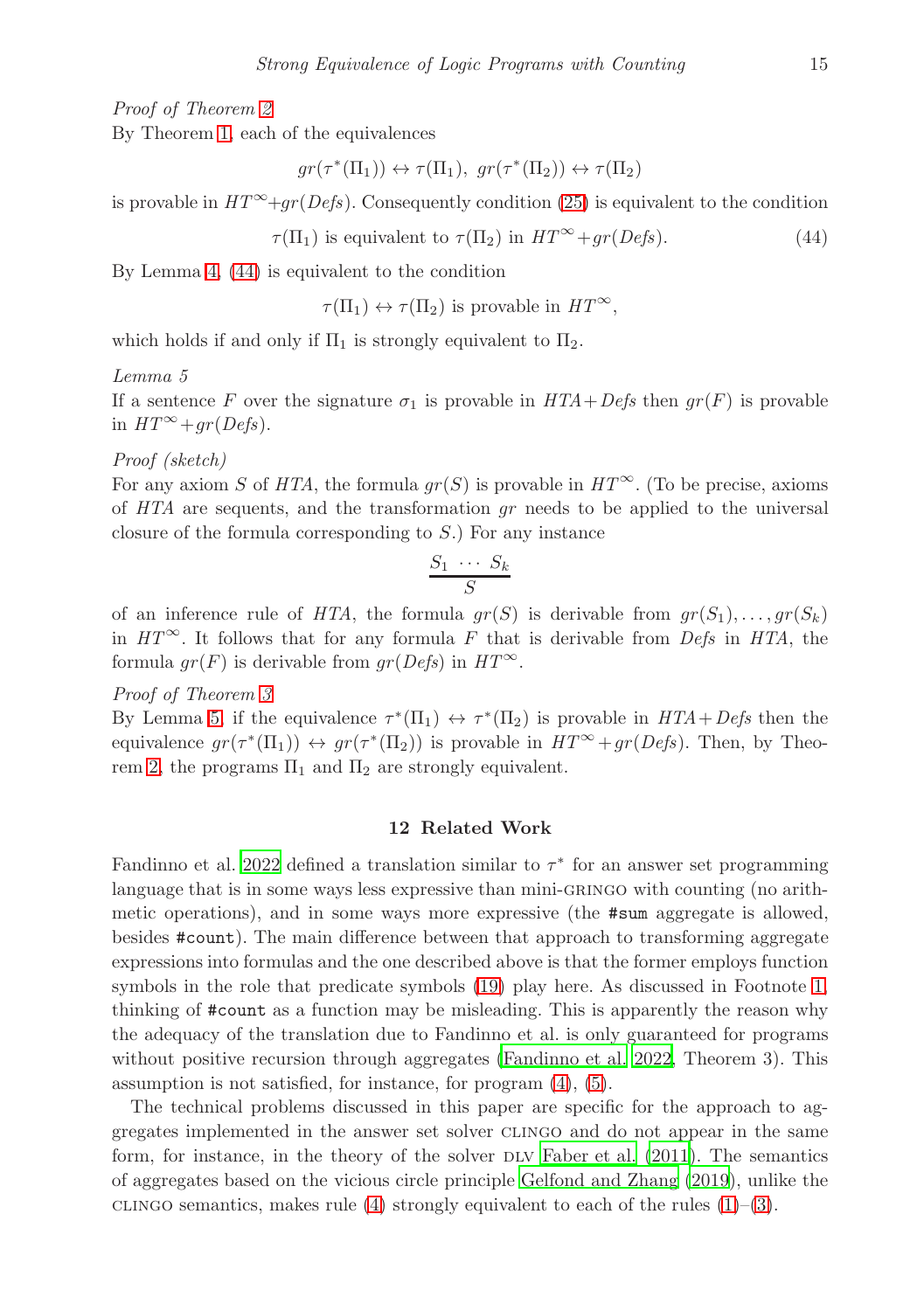*Proof of Theorem 2*

By Theorem 1, each of the equivalences

$$gr(\tau^*(\Pi_1)) \leftrightarrow \tau(\Pi_1),\ gr(\tau^*(\Pi_2)) \leftrightarrow \tau(\Pi_2)$$

is provable in $HT^\infty$+$gr(Defs)$. Consequently condition (25) is equivalent to the condition

$$\tau(\Pi_1) \text{ is equivalent to } \tau(\Pi_2) \text{ in } HT^\infty + gr(Defs). \tag{44}$$

By Lemma 4, (44) is equivalent to the condition

$$\tau(\Pi_1) \leftrightarrow \tau(\Pi_2) \text{ is provable in } HT^\infty,$$

which holds if and only if $\Pi_1$ is strongly equivalent to $\Pi_2$.

*Lemma 5*

If a sentence $F$ over the signature $\sigma_1$ is provable in $HTA$+$Defs$ then $gr(F)$ is provable in $HT^\infty$+$gr(Defs)$.

*Proof (sketch)*

For any axiom $S$ of $HTA$, the formula $gr(S)$ is provable in $HT^\infty$. (To be precise, axioms of $HTA$ are sequents, and the transformation $gr$ needs to be applied to the universal closure of the formula corresponding to $S$.) For any instance

$$\frac{S_1 \ \cdots \ S_k}{S}$$

of an inference rule of $HTA$, the formula $gr(S)$ is derivable from $gr(S_1), \ldots, gr(S_k)$ in $HT^\infty$. It follows that for any formula $F$ that is derivable from $Defs$ in $HTA$, the formula $gr(F)$ is derivable from $gr(Defs)$ in $HT^\infty$.

*Proof of Theorem 3*

By Lemma 5, if the equivalence $\tau^*(\Pi_1) \leftrightarrow \tau^*(\Pi_2)$ is provable in $HTA$+$Defs$ then the equivalence $gr(\tau^*(\Pi_1)) \leftrightarrow gr(\tau^*(\Pi_2))$ is provable in $HT^\infty$+$gr(Defs)$. Then, by Theorem 2, the programs $\Pi_1$ and $\Pi_2$ are strongly equivalent.

## 12 Related Work

Fandinno et al. 2022 defined a translation similar to $\tau^*$ for an answer set programming language that is in some ways less expressive than mini-GRINGO with counting (no arithmetic operations), and in some ways more expressive (the `#sum` aggregate is allowed, besides `#count`). The main difference between that approach to transforming aggregate expressions into formulas and the one described above is that the former employs function symbols in the role that predicate symbols (19) play here. As discussed in Footnote 1, thinking of `#count` as a function may be misleading. This is apparently the reason why the adequacy of the translation due to Fandinno et al. is only guaranteed for programs without positive recursion through aggregates (Fandinno et al. 2022, Theorem 3). This assumption is not satisfied, for instance, for program (4), (5).

The technical problems discussed in this paper are specific for the approach to aggregates implemented in the answer set solver CLINGO and do not appear in the same form, for instance, in the theory of the solver DLV Faber et al. (2011). The semantics of aggregates based on the vicious circle principle Gelfond and Zhang (2019), unlike the CLINGO semantics, makes rule (4) strongly equivalent to each of the rules (1)–(3).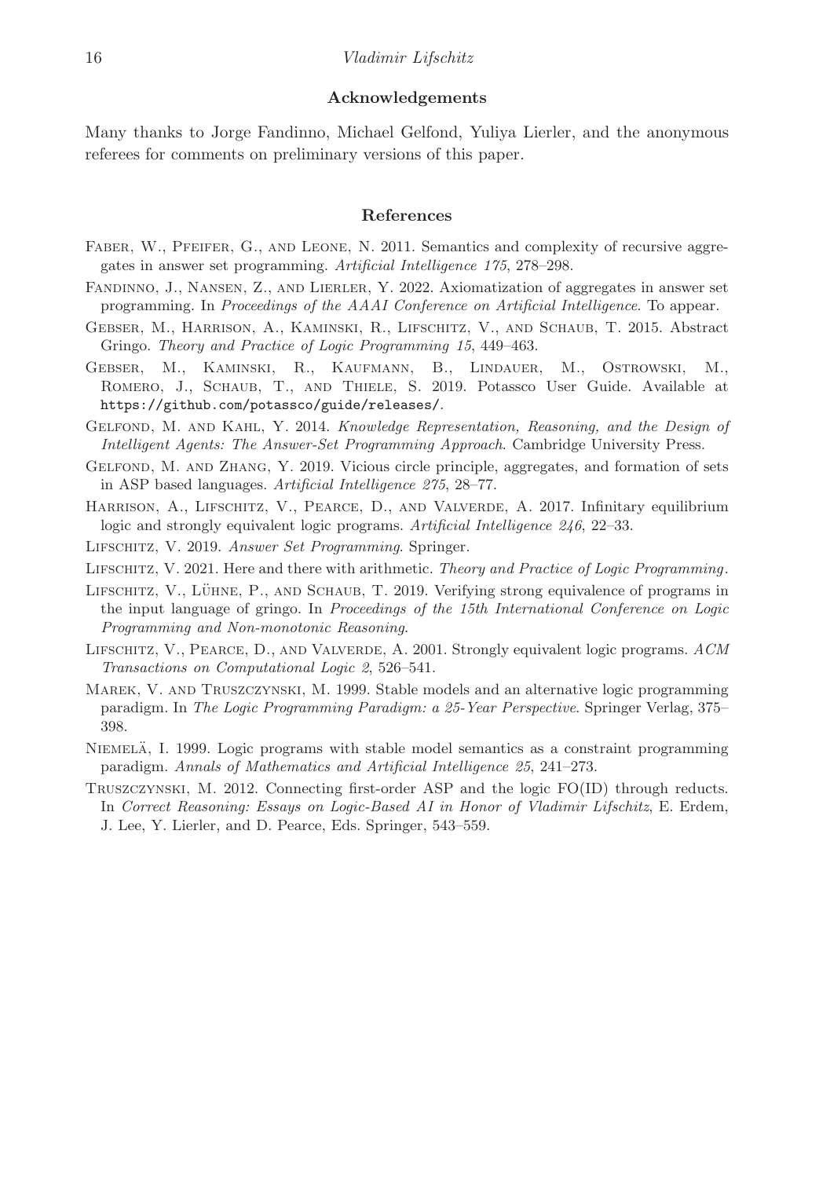## Acknowledgements

Many thanks to Jorge Fandinno, Michael Gelfond, Yuliya Lierler, and the anonymous referees for comments on preliminary versions of this paper.

## References

Faber, W., Pfeifer, G., and Leone, N. 2011. Semantics and complexity of recursive aggregates in answer set programming. *Artificial Intelligence 175*, 278–298.

Fandinno, J., Nansen, Z., and Lierler, Y. 2022. Axiomatization of aggregates in answer set programming. In *Proceedings of the AAAI Conference on Artificial Intelligence*. To appear.

Gebser, M., Harrison, A., Kaminski, R., Lifschitz, V., and Schaub, T. 2015. Abstract Gringo. *Theory and Practice of Logic Programming 15*, 449–463.

Gebser, M., Kaminski, R., Kaufmann, B., Lindauer, M., Ostrowski, M., Romero, J., Schaub, T., and Thiele, S. 2019. Potassco User Guide. Available at `https://github.com/potassco/guide/releases/`.

Gelfond, M. and Kahl, Y. 2014. *Knowledge Representation, Reasoning, and the Design of Intelligent Agents: The Answer-Set Programming Approach*. Cambridge University Press.

Gelfond, M. and Zhang, Y. 2019. Vicious circle principle, aggregates, and formation of sets in ASP based languages. *Artificial Intelligence 275*, 28–77.

Harrison, A., Lifschitz, V., Pearce, D., and Valverde, A. 2017. Infinitary equilibrium logic and strongly equivalent logic programs. *Artificial Intelligence 246*, 22–33.

Lifschitz, V. 2019. *Answer Set Programming*. Springer.

Lifschitz, V. 2021. Here and there with arithmetic. *Theory and Practice of Logic Programming*.

Lifschitz, V., Lühne, P., and Schaub, T. 2019. Verifying strong equivalence of programs in the input language of gringo. In *Proceedings of the 15th International Conference on Logic Programming and Non-monotonic Reasoning*.

Lifschitz, V., Pearce, D., and Valverde, A. 2001. Strongly equivalent logic programs. *ACM Transactions on Computational Logic 2*, 526–541.

Marek, V. and Truszczynski, M. 1999. Stable models and an alternative logic programming paradigm. In *The Logic Programming Paradigm: a 25-Year Perspective*. Springer Verlag, 375–398.

Niemelä, I. 1999. Logic programs with stable model semantics as a constraint programming paradigm. *Annals of Mathematics and Artificial Intelligence 25*, 241–273.

Truszczynski, M. 2012. Connecting first-order ASP and the logic FO(ID) through reducts. In *Correct Reasoning: Essays on Logic-Based AI in Honor of Vladimir Lifschitz*, E. Erdem, J. Lee, Y. Lierler, and D. Pearce, Eds. Springer, 543–559.